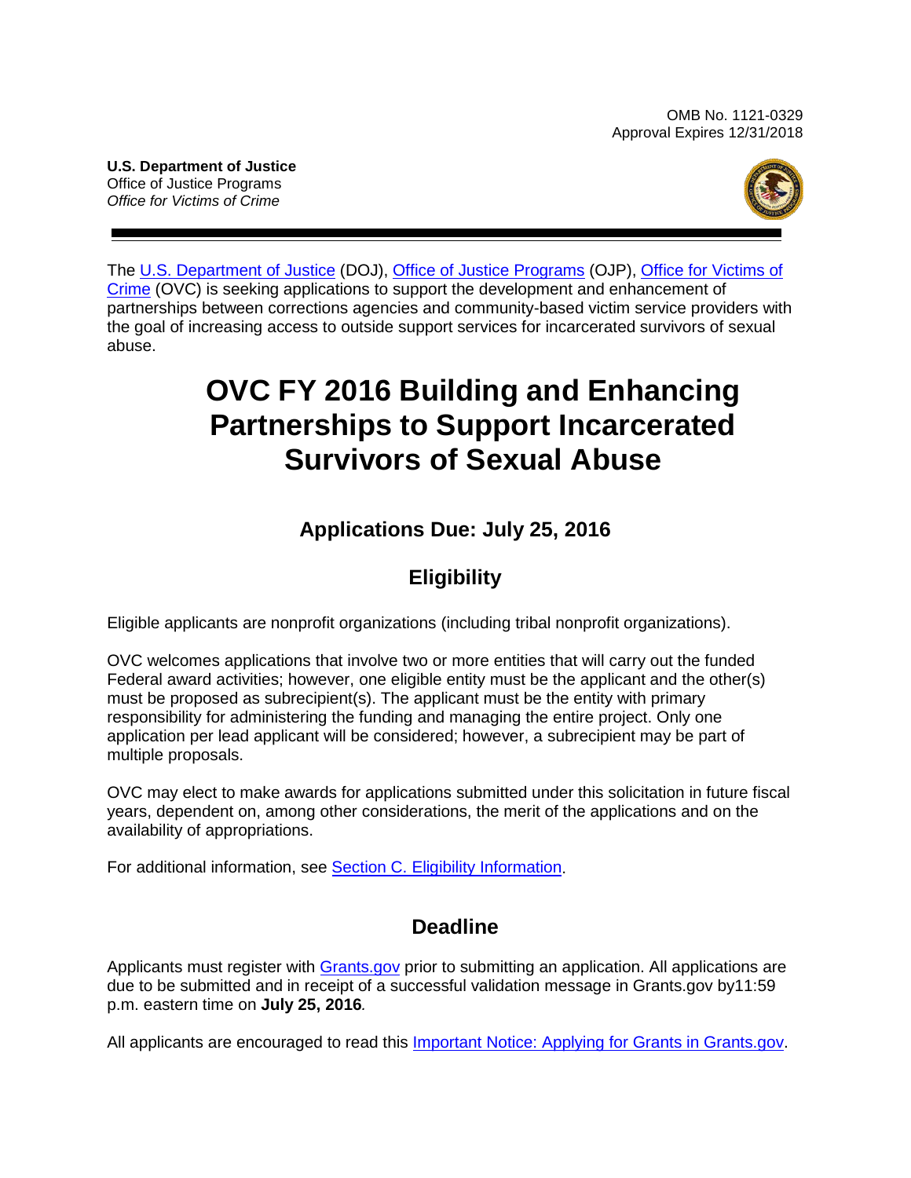OMB No. 1121-0329
Approval Expires 12/31/2018

**U.S. Department of Justice**
Office of Justice Programs
*Office for Victims of Crime*

The U.S. Department of Justice (DOJ), Office of Justice Programs (OJP), Office for Victims of Crime (OVC) is seeking applications to support the development and enhancement of partnerships between corrections agencies and community-based victim service providers with the goal of increasing access to outside support services for incarcerated survivors of sexual abuse.

# OVC FY 2016 Building and Enhancing Partnerships to Support Incarcerated Survivors of Sexual Abuse

## Applications Due: July 25, 2016

## Eligibility

Eligible applicants are nonprofit organizations (including tribal nonprofit organizations).

OVC welcomes applications that involve two or more entities that will carry out the funded Federal award activities; however, one eligible entity must be the applicant and the other(s) must be proposed as subrecipient(s). The applicant must be the entity with primary responsibility for administering the funding and managing the entire project. Only one application per lead applicant will be considered; however, a subrecipient may be part of multiple proposals.

OVC may elect to make awards for applications submitted under this solicitation in future fiscal years, dependent on, among other considerations, the merit of the applications and on the availability of appropriations.

For additional information, see Section C. Eligibility Information.

## Deadline

Applicants must register with Grants.gov prior to submitting an application. All applications are due to be submitted and in receipt of a successful validation message in Grants.gov by11:59 p.m. eastern time on **July 25, 2016***.*

All applicants are encouraged to read this Important Notice: Applying for Grants in Grants.gov.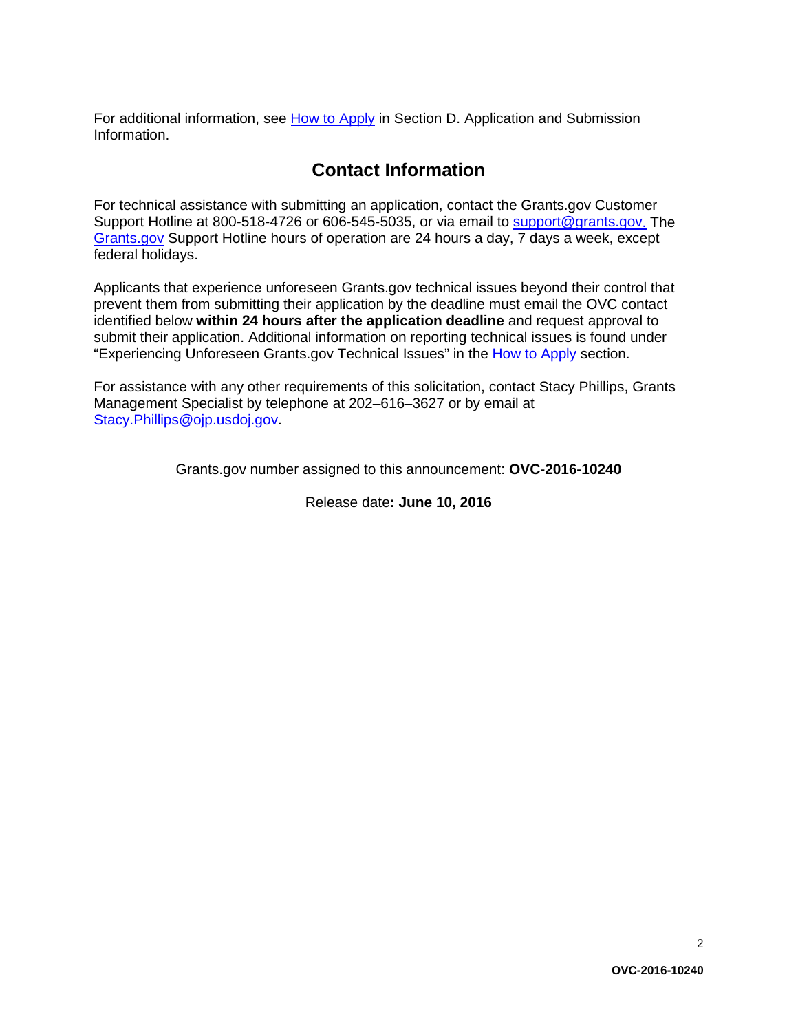For additional information, see How to Apply in Section D. Application and Submission Information.

## Contact Information

For technical assistance with submitting an application, contact the Grants.gov Customer Support Hotline at 800-518-4726 or 606-545-5035, or via email to support@grants.gov. The Grants.gov Support Hotline hours of operation are 24 hours a day, 7 days a week, except federal holidays.

Applicants that experience unforeseen Grants.gov technical issues beyond their control that prevent them from submitting their application by the deadline must email the OVC contact identified below **within 24 hours after the application deadline** and request approval to submit their application. Additional information on reporting technical issues is found under "Experiencing Unforeseen Grants.gov Technical Issues" in the How to Apply section.

For assistance with any other requirements of this solicitation, contact Stacy Phillips, Grants Management Specialist by telephone at 202–616–3627 or by email at Stacy.Phillips@ojp.usdoj.gov.

Grants.gov number assigned to this announcement: **OVC-2016-10240**

Release date**: June 10, 2016**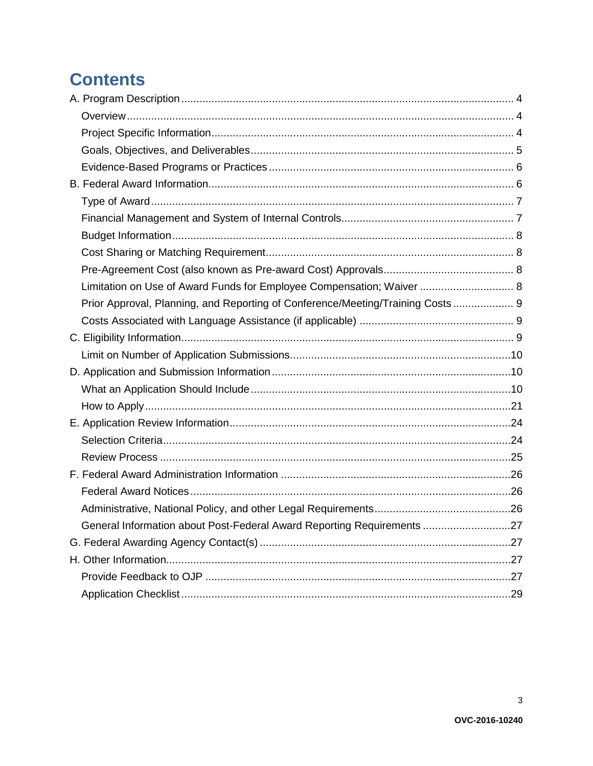# Contents

A. Program Description .......... 4
- Overview .......... 4
- Project Specific Information .......... 4
- Goals, Objectives, and Deliverables .......... 5
- Evidence-Based Programs or Practices .......... 6

B. Federal Award Information .......... 6
- Type of Award .......... 7
- Financial Management and System of Internal Controls .......... 7
- Budget Information .......... 8
- Cost Sharing or Matching Requirement .......... 8
- Pre-Agreement Cost (also known as Pre-award Cost) Approvals .......... 8
- Limitation on Use of Award Funds for Employee Compensation; Waiver .......... 8
- Prior Approval, Planning, and Reporting of Conference/Meeting/Training Costs .......... 9
- Costs Associated with Language Assistance (if applicable) .......... 9

C. Eligibility Information .......... 9
- Limit on Number of Application Submissions .......... 10

D. Application and Submission Information .......... 10
- What an Application Should Include .......... 10
- How to Apply .......... 21

E. Application Review Information .......... 24
- Selection Criteria .......... 24
- Review Process .......... 25

F. Federal Award Administration Information .......... 26
- Federal Award Notices .......... 26
- Administrative, National Policy, and other Legal Requirements .......... 26
- General Information about Post-Federal Award Reporting Requirements .......... 27

G. Federal Awarding Agency Contact(s) .......... 27

H. Other Information .......... 27
- Provide Feedback to OJP .......... 27
- Application Checklist .......... 29

OVC-2016-10240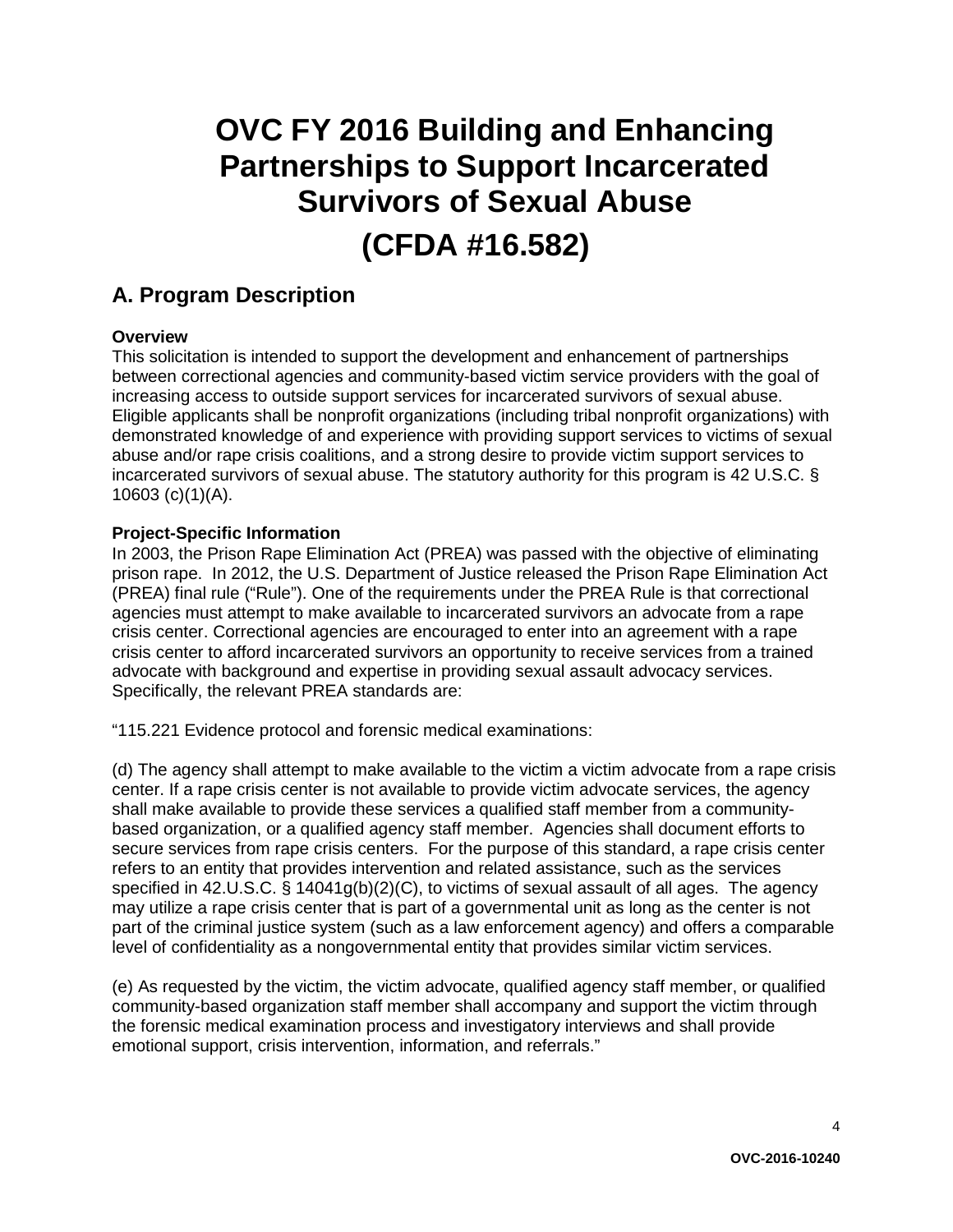# OVC FY 2016 Building and Enhancing Partnerships to Support Incarcerated Survivors of Sexual Abuse

# (CFDA #16.582)

## A. Program Description

**Overview**

This solicitation is intended to support the development and enhancement of partnerships between correctional agencies and community-based victim service providers with the goal of increasing access to outside support services for incarcerated survivors of sexual abuse. Eligible applicants shall be nonprofit organizations (including tribal nonprofit organizations) with demonstrated knowledge of and experience with providing support services to victims of sexual abuse and/or rape crisis coalitions, and a strong desire to provide victim support services to incarcerated survivors of sexual abuse. The statutory authority for this program is 42 U.S.C. § 10603 (c)(1)(A).

**Project-Specific Information**

In 2003, the Prison Rape Elimination Act (PREA) was passed with the objective of eliminating prison rape. In 2012, the U.S. Department of Justice released the Prison Rape Elimination Act (PREA) final rule ("Rule"). One of the requirements under the PREA Rule is that correctional agencies must attempt to make available to incarcerated survivors an advocate from a rape crisis center. Correctional agencies are encouraged to enter into an agreement with a rape crisis center to afford incarcerated survivors an opportunity to receive services from a trained advocate with background and expertise in providing sexual assault advocacy services. Specifically, the relevant PREA standards are:

"115.221 Evidence protocol and forensic medical examinations:

(d) The agency shall attempt to make available to the victim a victim advocate from a rape crisis center. If a rape crisis center is not available to provide victim advocate services, the agency shall make available to provide these services a qualified staff member from a community-based organization, or a qualified agency staff member. Agencies shall document efforts to secure services from rape crisis centers. For the purpose of this standard, a rape crisis center refers to an entity that provides intervention and related assistance, such as the services specified in 42.U.S.C. § 14041g(b)(2)(C), to victims of sexual assault of all ages. The agency may utilize a rape crisis center that is part of a governmental unit as long as the center is not part of the criminal justice system (such as a law enforcement agency) and offers a comparable level of confidentiality as a nongovernmental entity that provides similar victim services.

(e) As requested by the victim, the victim advocate, qualified agency staff member, or qualified community-based organization staff member shall accompany and support the victim through the forensic medical examination process and investigatory interviews and shall provide emotional support, crisis intervention, information, and referrals."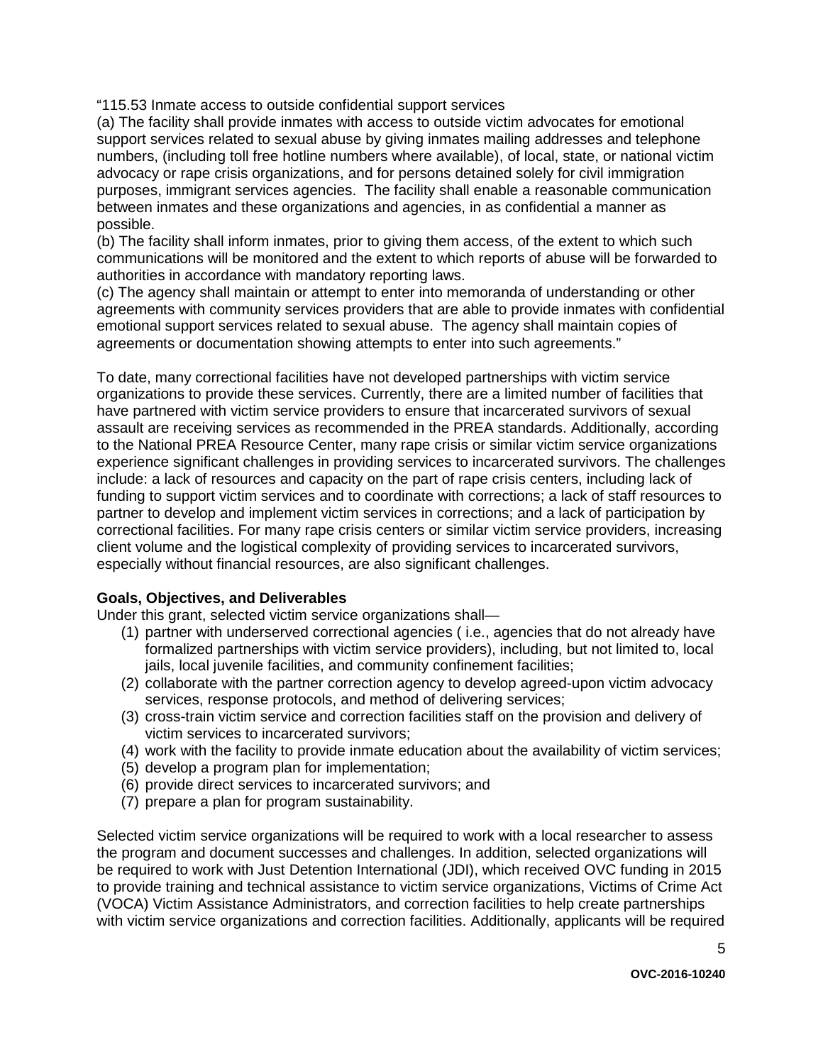"115.53 Inmate access to outside confidential support services
(a) The facility shall provide inmates with access to outside victim advocates for emotional support services related to sexual abuse by giving inmates mailing addresses and telephone numbers, (including toll free hotline numbers where available), of local, state, or national victim advocacy or rape crisis organizations, and for persons detained solely for civil immigration purposes, immigrant services agencies. The facility shall enable a reasonable communication between inmates and these organizations and agencies, in as confidential a manner as possible.
(b) The facility shall inform inmates, prior to giving them access, of the extent to which such communications will be monitored and the extent to which reports of abuse will be forwarded to authorities in accordance with mandatory reporting laws.
(c) The agency shall maintain or attempt to enter into memoranda of understanding or other agreements with community services providers that are able to provide inmates with confidential emotional support services related to sexual abuse. The agency shall maintain copies of agreements or documentation showing attempts to enter into such agreements."

To date, many correctional facilities have not developed partnerships with victim service organizations to provide these services. Currently, there are a limited number of facilities that have partnered with victim service providers to ensure that incarcerated survivors of sexual assault are receiving services as recommended in the PREA standards. Additionally, according to the National PREA Resource Center, many rape crisis or similar victim service organizations experience significant challenges in providing services to incarcerated survivors. The challenges include: a lack of resources and capacity on the part of rape crisis centers, including lack of funding to support victim services and to coordinate with corrections; a lack of staff resources to partner to develop and implement victim services in corrections; and a lack of participation by correctional facilities. For many rape crisis centers or similar victim service providers, increasing client volume and the logistical complexity of providing services to incarcerated survivors, especially without financial resources, are also significant challenges.

**Goals, Objectives, and Deliverables**

Under this grant, selected victim service organizations shall—

(1) partner with underserved correctional agencies ( i.e., agencies that do not already have formalized partnerships with victim service providers), including, but not limited to, local jails, local juvenile facilities, and community confinement facilities;
(2) collaborate with the partner correction agency to develop agreed-upon victim advocacy services, response protocols, and method of delivering services;
(3) cross-train victim service and correction facilities staff on the provision and delivery of victim services to incarcerated survivors;
(4) work with the facility to provide inmate education about the availability of victim services;
(5) develop a program plan for implementation;
(6) provide direct services to incarcerated survivors; and
(7) prepare a plan for program sustainability.

Selected victim service organizations will be required to work with a local researcher to assess the program and document successes and challenges. In addition, selected organizations will be required to work with Just Detention International (JDI), which received OVC funding in 2015 to provide training and technical assistance to victim service organizations, Victims of Crime Act (VOCA) Victim Assistance Administrators, and correction facilities to help create partnerships with victim service organizations and correction facilities. Additionally, applicants will be required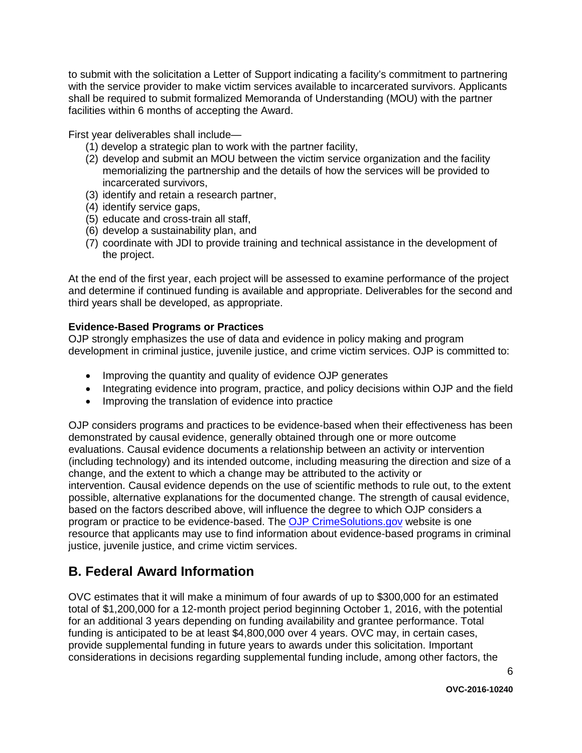to submit with the solicitation a Letter of Support indicating a facility's commitment to partnering with the service provider to make victim services available to incarcerated survivors. Applicants shall be required to submit formalized Memoranda of Understanding (MOU) with the partner facilities within 6 months of accepting the Award.

First year deliverables shall include—

(1) develop a strategic plan to work with the partner facility,
(2) develop and submit an MOU between the victim service organization and the facility memorializing the partnership and the details of how the services will be provided to incarcerated survivors,
(3) identify and retain a research partner,
(4) identify service gaps,
(5) educate and cross-train all staff,
(6) develop a sustainability plan, and
(7) coordinate with JDI to provide training and technical assistance in the development of the project.

At the end of the first year, each project will be assessed to examine performance of the project and determine if continued funding is available and appropriate. Deliverables for the second and third years shall be developed, as appropriate.

**Evidence-Based Programs or Practices**

OJP strongly emphasizes the use of data and evidence in policy making and program development in criminal justice, juvenile justice, and crime victim services. OJP is committed to:

- Improving the quantity and quality of evidence OJP generates
- Integrating evidence into program, practice, and policy decisions within OJP and the field
- Improving the translation of evidence into practice

OJP considers programs and practices to be evidence-based when their effectiveness has been demonstrated by causal evidence, generally obtained through one or more outcome evaluations. Causal evidence documents a relationship between an activity or intervention (including technology) and its intended outcome, including measuring the direction and size of a change, and the extent to which a change may be attributed to the activity or intervention. Causal evidence depends on the use of scientific methods to rule out, to the extent possible, alternative explanations for the documented change. The strength of causal evidence, based on the factors described above, will influence the degree to which OJP considers a program or practice to be evidence-based. The OJP CrimeSolutions.gov website is one resource that applicants may use to find information about evidence-based programs in criminal justice, juvenile justice, and crime victim services.

## B. Federal Award Information

OVC estimates that it will make a minimum of four awards of up to $300,000 for an estimated total of $1,200,000 for a 12-month project period beginning October 1, 2016, with the potential for an additional 3 years depending on funding availability and grantee performance. Total funding is anticipated to be at least $4,800,000 over 4 years. OVC may, in certain cases, provide supplemental funding in future years to awards under this solicitation. Important considerations in decisions regarding supplemental funding include, among other factors, the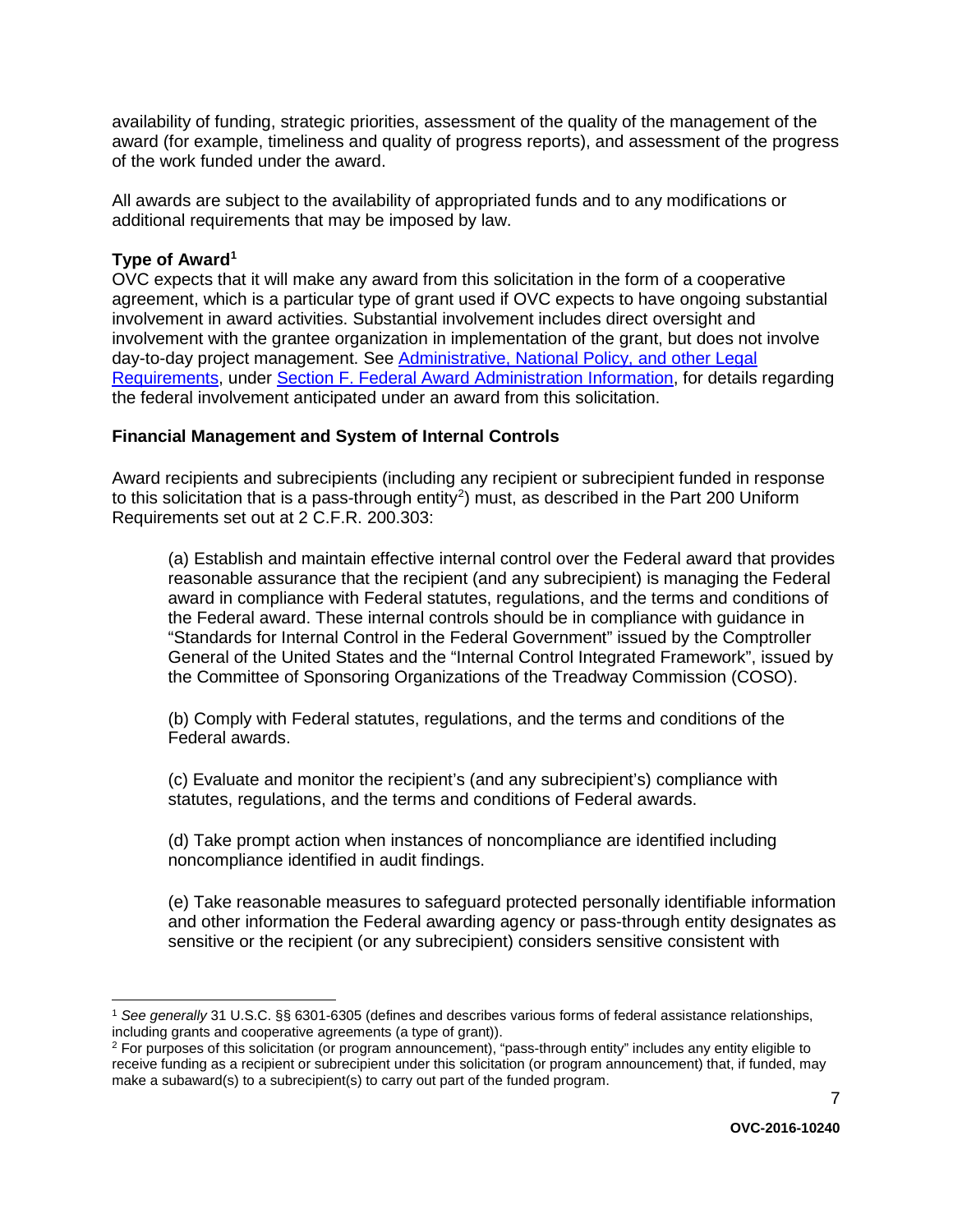availability of funding, strategic priorities, assessment of the quality of the management of the award (for example, timeliness and quality of progress reports), and assessment of the progress of the work funded under the award.

All awards are subject to the availability of appropriated funds and to any modifications or additional requirements that may be imposed by law.

**Type of Award**[1]

OVC expects that it will make any award from this solicitation in the form of a cooperative agreement, which is a particular type of grant used if OVC expects to have ongoing substantial involvement in award activities. Substantial involvement includes direct oversight and involvement with the grantee organization in implementation of the grant, but does not involve day-to-day project management. See [Administrative, National Policy, and other Legal Requirements](), under [Section F. Federal Award Administration Information](), for details regarding the federal involvement anticipated under an award from this solicitation.

**Financial Management and System of Internal Controls**

Award recipients and subrecipients (including any recipient or subrecipient funded in response to this solicitation that is a pass-through entity[2]) must, as described in the Part 200 Uniform Requirements set out at 2 C.F.R. 200.303:

> (a) Establish and maintain effective internal control over the Federal award that provides reasonable assurance that the recipient (and any subrecipient) is managing the Federal award in compliance with Federal statutes, regulations, and the terms and conditions of the Federal award. These internal controls should be in compliance with guidance in "Standards for Internal Control in the Federal Government" issued by the Comptroller General of the United States and the "Internal Control Integrated Framework", issued by the Committee of Sponsoring Organizations of the Treadway Commission (COSO).
>
> (b) Comply with Federal statutes, regulations, and the terms and conditions of the Federal awards.
>
> (c) Evaluate and monitor the recipient's (and any subrecipient's) compliance with statutes, regulations, and the terms and conditions of Federal awards.
>
> (d) Take prompt action when instances of noncompliance are identified including noncompliance identified in audit findings.
>
> (e) Take reasonable measures to safeguard protected personally identifiable information and other information the Federal awarding agency or pass-through entity designates as sensitive or the recipient (or any subrecipient) considers sensitive consistent with

---

[1] *See generally* 31 U.S.C. §§ 6301-6305 (defines and describes various forms of federal assistance relationships, including grants and cooperative agreements (a type of grant)).

[2] For purposes of this solicitation (or program announcement), "pass-through entity" includes any entity eligible to receive funding as a recipient or subrecipient under this solicitation (or program announcement) that, if funded, may make a subaward(s) to a subrecipient(s) to carry out part of the funded program.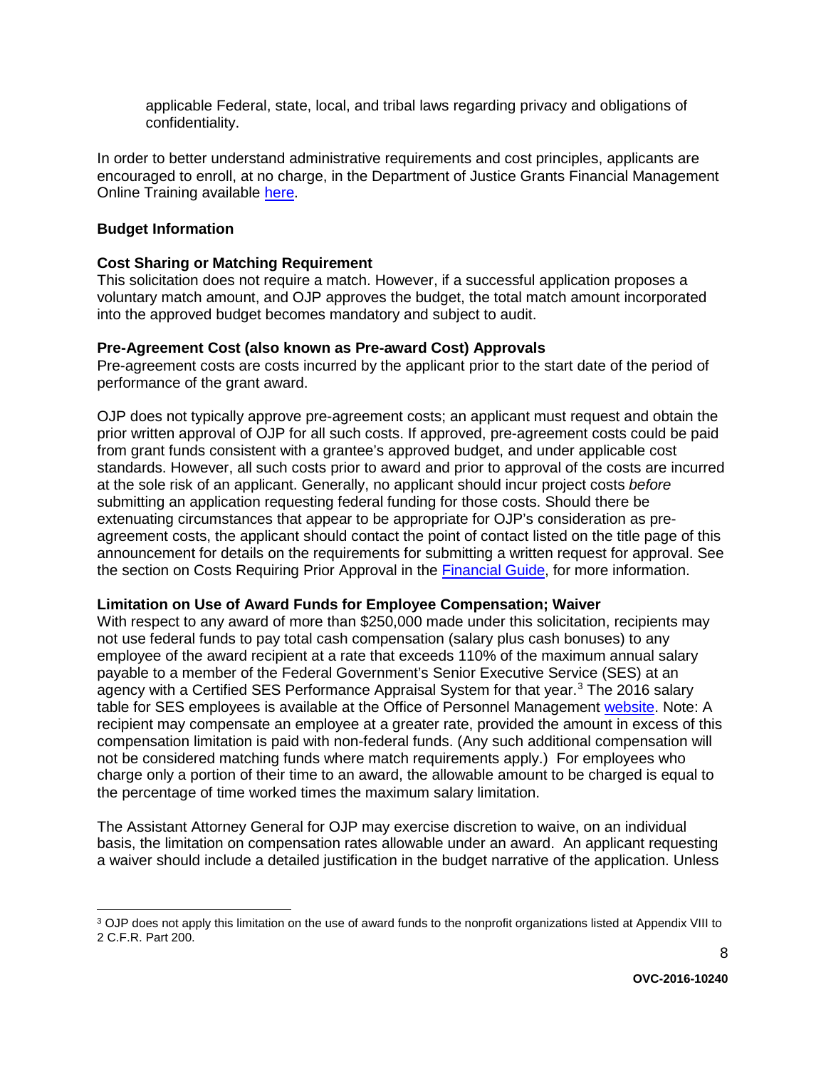applicable Federal, state, local, and tribal laws regarding privacy and obligations of confidentiality.

In order to better understand administrative requirements and cost principles, applicants are encouraged to enroll, at no charge, in the Department of Justice Grants Financial Management Online Training available here.

**Budget Information**

**Cost Sharing or Matching Requirement**
This solicitation does not require a match. However, if a successful application proposes a voluntary match amount, and OJP approves the budget, the total match amount incorporated into the approved budget becomes mandatory and subject to audit.

**Pre-Agreement Cost (also known as Pre-award Cost) Approvals**
Pre-agreement costs are costs incurred by the applicant prior to the start date of the period of performance of the grant award.

OJP does not typically approve pre-agreement costs; an applicant must request and obtain the prior written approval of OJP for all such costs. If approved, pre-agreement costs could be paid from grant funds consistent with a grantee's approved budget, and under applicable cost standards. However, all such costs prior to award and prior to approval of the costs are incurred at the sole risk of an applicant. Generally, no applicant should incur project costs *before* submitting an application requesting federal funding for those costs. Should there be extenuating circumstances that appear to be appropriate for OJP's consideration as pre-agreement costs, the applicant should contact the point of contact listed on the title page of this announcement for details on the requirements for submitting a written request for approval. See the section on Costs Requiring Prior Approval in the Financial Guide, for more information.

**Limitation on Use of Award Funds for Employee Compensation; Waiver**
With respect to any award of more than $250,000 made under this solicitation, recipients may not use federal funds to pay total cash compensation (salary plus cash bonuses) to any employee of the award recipient at a rate that exceeds 110% of the maximum annual salary payable to a member of the Federal Government's Senior Executive Service (SES) at an agency with a Certified SES Performance Appraisal System for that year.[3] The 2016 salary table for SES employees is available at the Office of Personnel Management website. Note: A recipient may compensate an employee at a greater rate, provided the amount in excess of this compensation limitation is paid with non-federal funds. (Any such additional compensation will not be considered matching funds where match requirements apply.) For employees who charge only a portion of their time to an award, the allowable amount to be charged is equal to the percentage of time worked times the maximum salary limitation.

The Assistant Attorney General for OJP may exercise discretion to waive, on an individual basis, the limitation on compensation rates allowable under an award. An applicant requesting a waiver should include a detailed justification in the budget narrative of the application. Unless

[3] OJP does not apply this limitation on the use of award funds to the nonprofit organizations listed at Appendix VIII to 2 C.F.R. Part 200.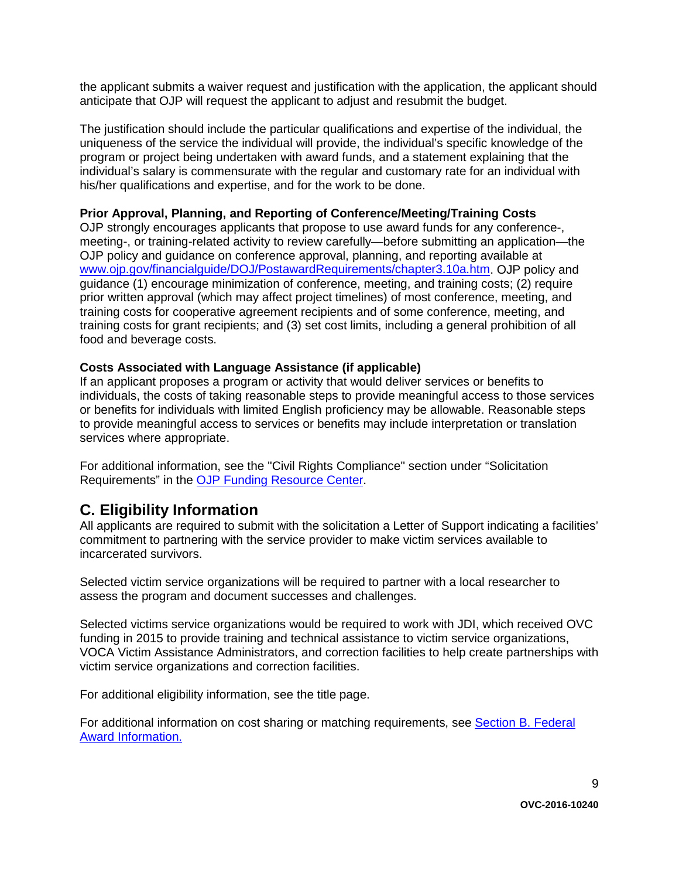the applicant submits a waiver request and justification with the application, the applicant should anticipate that OJP will request the applicant to adjust and resubmit the budget.

The justification should include the particular qualifications and expertise of the individual, the uniqueness of the service the individual will provide, the individual's specific knowledge of the program or project being undertaken with award funds, and a statement explaining that the individual's salary is commensurate with the regular and customary rate for an individual with his/her qualifications and expertise, and for the work to be done.

**Prior Approval, Planning, and Reporting of Conference/Meeting/Training Costs**
OJP strongly encourages applicants that propose to use award funds for any conference-, meeting-, or training-related activity to review carefully—before submitting an application—the OJP policy and guidance on conference approval, planning, and reporting available at [www.ojp.gov/financialguide/DOJ/PostawardRequirements/chapter3.10a.htm](www.ojp.gov/financialguide/DOJ/PostawardRequirements/chapter3.10a.htm). OJP policy and guidance (1) encourage minimization of conference, meeting, and training costs; (2) require prior written approval (which may affect project timelines) of most conference, meeting, and training costs for cooperative agreement recipients and of some conference, meeting, and training costs for grant recipients; and (3) set cost limits, including a general prohibition of all food and beverage costs.

**Costs Associated with Language Assistance (if applicable)**
If an applicant proposes a program or activity that would deliver services or benefits to individuals, the costs of taking reasonable steps to provide meaningful access to those services or benefits for individuals with limited English proficiency may be allowable. Reasonable steps to provide meaningful access to services or benefits may include interpretation or translation services where appropriate.

For additional information, see the "Civil Rights Compliance" section under "Solicitation Requirements" in the OJP Funding Resource Center.

## C. Eligibility Information

All applicants are required to submit with the solicitation a Letter of Support indicating a facilities' commitment to partnering with the service provider to make victim services available to incarcerated survivors.

Selected victim service organizations will be required to partner with a local researcher to assess the program and document successes and challenges.

Selected victims service organizations would be required to work with JDI, which received OVC funding in 2015 to provide training and technical assistance to victim service organizations, VOCA Victim Assistance Administrators, and correction facilities to help create partnerships with victim service organizations and correction facilities.

For additional eligibility information, see the title page.

For additional information on cost sharing or matching requirements, see Section B. Federal Award Information.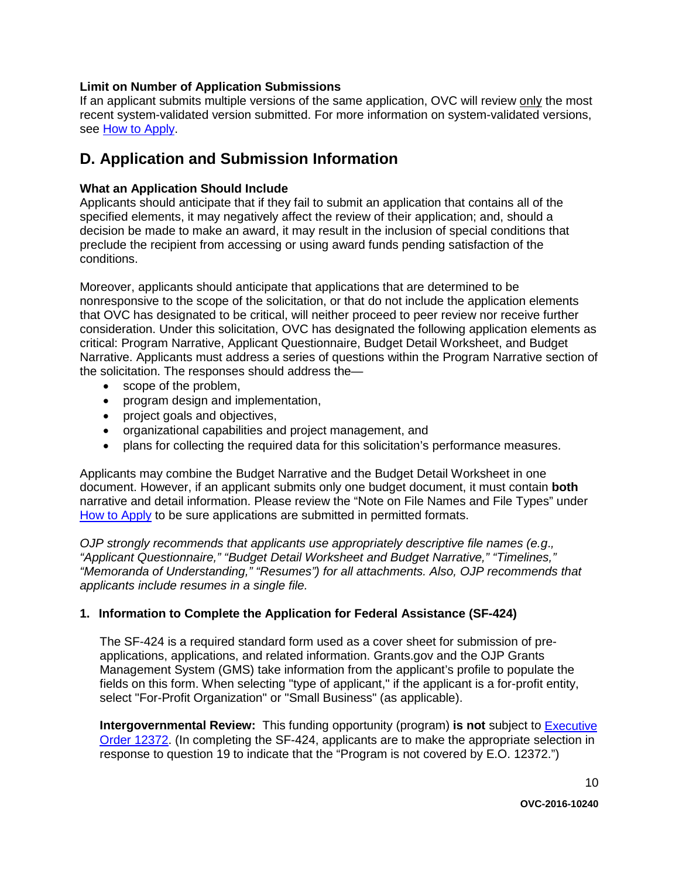**Limit on Number of Application Submissions**

If an applicant submits multiple versions of the same application, OVC will review only the most recent system-validated version submitted. For more information on system-validated versions, see [How to Apply](#).

## D. Application and Submission Information

**What an Application Should Include**

Applicants should anticipate that if they fail to submit an application that contains all of the specified elements, it may negatively affect the review of their application; and, should a decision be made to make an award, it may result in the inclusion of special conditions that preclude the recipient from accessing or using award funds pending satisfaction of the conditions.

Moreover, applicants should anticipate that applications that are determined to be nonresponsive to the scope of the solicitation, or that do not include the application elements that OVC has designated to be critical, will neither proceed to peer review nor receive further consideration. Under this solicitation, OVC has designated the following application elements as critical: Program Narrative, Applicant Questionnaire, Budget Detail Worksheet, and Budget Narrative. Applicants must address a series of questions within the Program Narrative section of the solicitation. The responses should address the—

- scope of the problem,
- program design and implementation,
- project goals and objectives,
- organizational capabilities and project management, and
- plans for collecting the required data for this solicitation's performance measures.

Applicants may combine the Budget Narrative and the Budget Detail Worksheet in one document. However, if an applicant submits only one budget document, it must contain **both** narrative and detail information. Please review the "Note on File Names and File Types" under [How to Apply](#) to be sure applications are submitted in permitted formats.

*OJP strongly recommends that applicants use appropriately descriptive file names (e.g., "Applicant Questionnaire," "Budget Detail Worksheet and Budget Narrative," "Timelines," "Memoranda of Understanding," "Resumes") for all attachments. Also, OJP recommends that applicants include resumes in a single file.*

### 1. Information to Complete the Application for Federal Assistance (SF-424)

The SF-424 is a required standard form used as a cover sheet for submission of pre-applications, applications, and related information. Grants.gov and the OJP Grants Management System (GMS) take information from the applicant's profile to populate the fields on this form. When selecting "type of applicant," if the applicant is a for-profit entity, select "For-Profit Organization" or "Small Business" (as applicable).

**Intergovernmental Review:** This funding opportunity (program) **is not** subject to [Executive Order 12372](#). (In completing the SF-424, applicants are to make the appropriate selection in response to question 19 to indicate that the "Program is not covered by E.O. 12372.")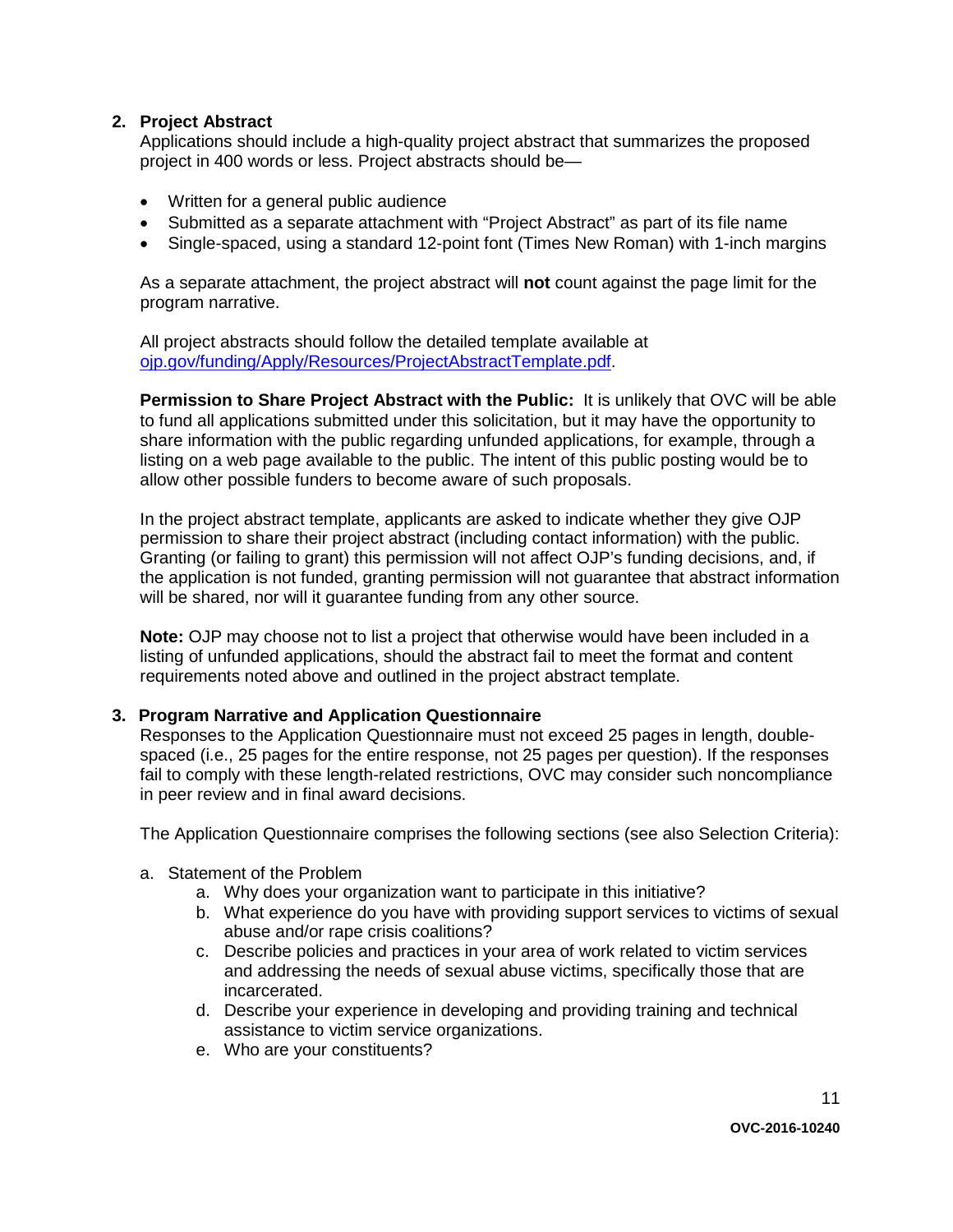### 2. Project Abstract

Applications should include a high-quality project abstract that summarizes the proposed project in 400 words or less. Project abstracts should be—

- Written for a general public audience
- Submitted as a separate attachment with "Project Abstract" as part of its file name
- Single-spaced, using a standard 12-point font (Times New Roman) with 1-inch margins

As a separate attachment, the project abstract will **not** count against the page limit for the program narrative.

All project abstracts should follow the detailed template available at [ojp.gov/funding/Apply/Resources/ProjectAbstractTemplate.pdf](ojp.gov/funding/Apply/Resources/ProjectAbstractTemplate.pdf).

**Permission to Share Project Abstract with the Public:** It is unlikely that OVC will be able to fund all applications submitted under this solicitation, but it may have the opportunity to share information with the public regarding unfunded applications, for example, through a listing on a web page available to the public. The intent of this public posting would be to allow other possible funders to become aware of such proposals.

In the project abstract template, applicants are asked to indicate whether they give OJP permission to share their project abstract (including contact information) with the public. Granting (or failing to grant) this permission will not affect OJP's funding decisions, and, if the application is not funded, granting permission will not guarantee that abstract information will be shared, nor will it guarantee funding from any other source.

**Note:** OJP may choose not to list a project that otherwise would have been included in a listing of unfunded applications, should the abstract fail to meet the format and content requirements noted above and outlined in the project abstract template.

### 3. Program Narrative and Application Questionnaire

Responses to the Application Questionnaire must not exceed 25 pages in length, double-spaced (i.e., 25 pages for the entire response, not 25 pages per question). If the responses fail to comply with these length-related restrictions, OVC may consider such noncompliance in peer review and in final award decisions.

The Application Questionnaire comprises the following sections (see also Selection Criteria):

a. Statement of the Problem
   a. Why does your organization want to participate in this initiative?
   b. What experience do you have with providing support services to victims of sexual abuse and/or rape crisis coalitions?
   c. Describe policies and practices in your area of work related to victim services and addressing the needs of sexual abuse victims, specifically those that are incarcerated.
   d. Describe your experience in developing and providing training and technical assistance to victim service organizations.
   e. Who are your constituents?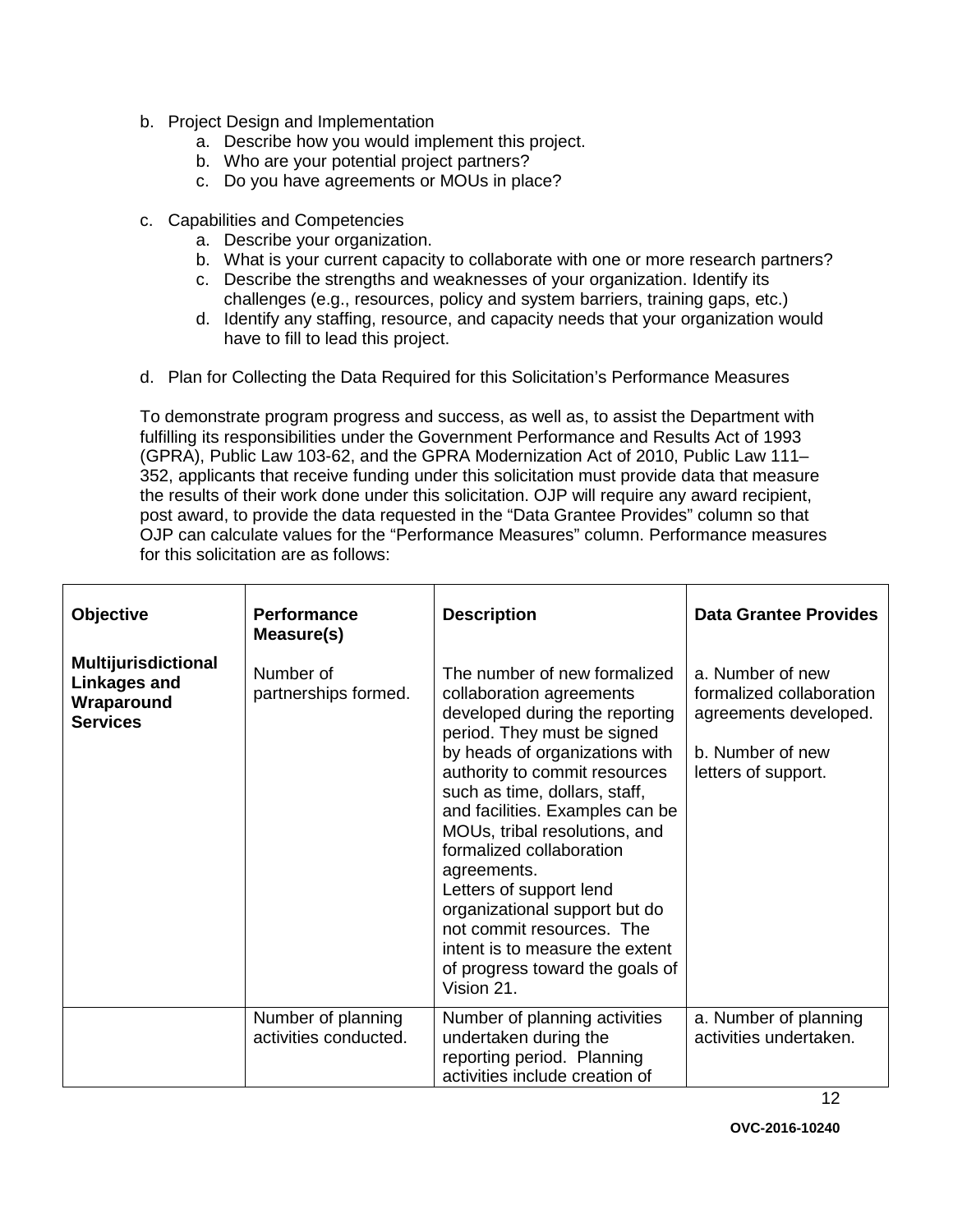b. Project Design and Implementation
    a. Describe how you would implement this project.
    b. Who are your potential project partners?
    c. Do you have agreements or MOUs in place?

c. Capabilities and Competencies
    a. Describe your organization.
    b. What is your current capacity to collaborate with one or more research partners?
    c. Describe the strengths and weaknesses of your organization. Identify its challenges (e.g., resources, policy and system barriers, training gaps, etc.)
    d. Identify any staffing, resource, and capacity needs that your organization would have to fill to lead this project.

d. Plan for Collecting the Data Required for this Solicitation's Performance Measures

To demonstrate program progress and success, as well as, to assist the Department with fulfilling its responsibilities under the Government Performance and Results Act of 1993 (GPRA), Public Law 103-62, and the GPRA Modernization Act of 2010, Public Law 111–352, applicants that receive funding under this solicitation must provide data that measure the results of their work done under this solicitation. OJP will require any award recipient, post award, to provide the data requested in the "Data Grantee Provides" column so that OJP can calculate values for the "Performance Measures" column. Performance measures for this solicitation are as follows:

| Objective | Performance Measure(s) | Description | Data Grantee Provides |
|---|---|---|---|
| **Multijurisdictional Linkages and Wraparound Services** | Number of partnerships formed. | The number of new formalized collaboration agreements developed during the reporting period. They must be signed by heads of organizations with authority to commit resources such as time, dollars, staff, and facilities. Examples can be MOUs, tribal resolutions, and formalized collaboration agreements. Letters of support lend organizational support but do not commit resources. The intent is to measure the extent of progress toward the goals of Vision 21. | a. Number of new formalized collaboration agreements developed. b. Number of new letters of support. |
| | Number of planning activities conducted. | Number of planning activities undertaken during the reporting period. Planning activities include creation of | a. Number of planning activities undertaken. |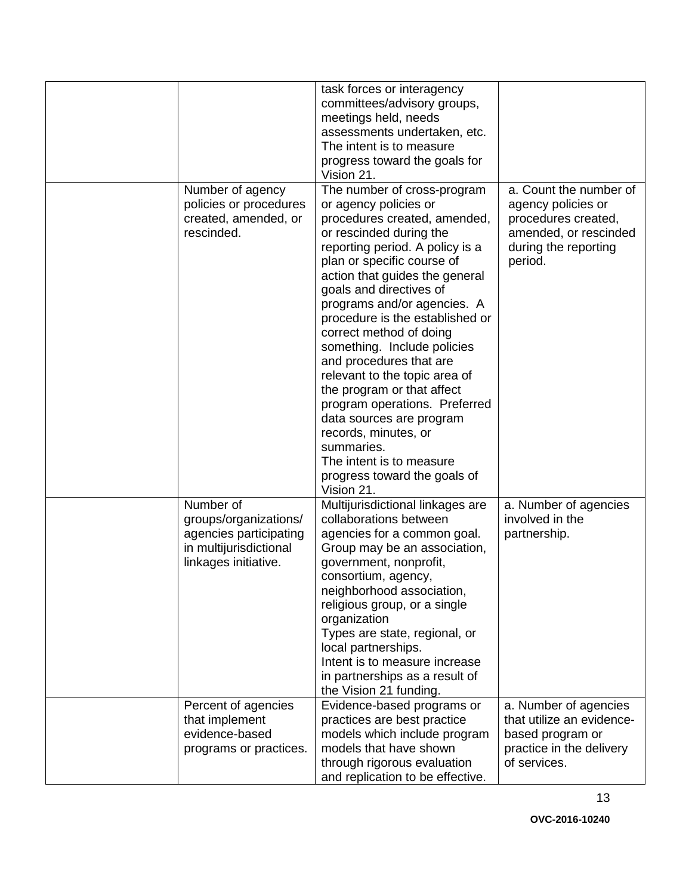| | | | |
|---|---|---|---|
| | | task forces or interagency committees/advisory groups, meetings held, needs assessments undertaken, etc. The intent is to measure progress toward the goals for Vision 21. | |
| | Number of agency policies or procedures created, amended, or rescinded. | The number of cross-program or agency policies or procedures created, amended, or rescinded during the reporting period. A policy is a plan or specific course of action that guides the general goals and directives of programs and/or agencies. A procedure is the established or correct method of doing something. Include policies and procedures that are relevant to the topic area of the program or that affect program operations. Preferred data sources are program records, minutes, or summaries.<br>The intent is to measure progress toward the goals of Vision 21. | a. Count the number of agency policies or procedures created, amended, or rescinded during the reporting period. |
| | Number of groups/organizations/ agencies participating in multijurisdictional linkages initiative. | Multijurisdictional linkages are collaborations between agencies for a common goal. Group may be an association, government, nonprofit, consortium, agency, neighborhood association, religious group, or a single organization<br>Types are state, regional, or local partnerships.<br>Intent is to measure increase in partnerships as a result of the Vision 21 funding. | a. Number of agencies involved in the partnership. |
| | Percent of agencies that implement evidence-based programs or practices. | Evidence-based programs or practices are best practice models which include program models that have shown through rigorous evaluation and replication to be effective. | a. Number of agencies that utilize an evidence-based program or practice in the delivery of services. |

OVC-2016-10240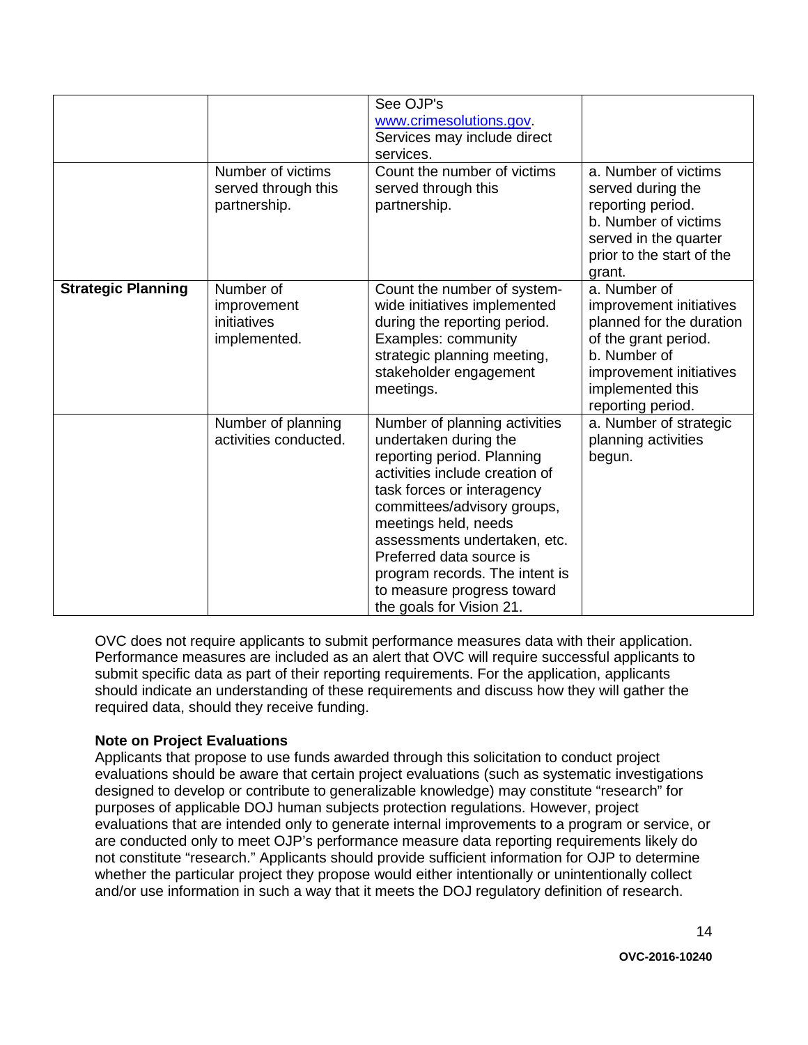| | | See OJP's www.crimesolutions.gov. Services may include direct services. | |
|---|---|---|---|
| | Number of victims served through this partnership. | Count the number of victims served through this partnership. | a. Number of victims served during the reporting period.<br>b. Number of victims served in the quarter prior to the start of the grant. |
| **Strategic Planning** | Number of improvement initiatives implemented. | Count the number of system-wide initiatives implemented during the reporting period. Examples: community strategic planning meeting, stakeholder engagement meetings. | a. Number of improvement initiatives planned for the duration of the grant period.<br>b. Number of improvement initiatives implemented this reporting period. |
| | Number of planning activities conducted. | Number of planning activities undertaken during the reporting period. Planning activities include creation of task forces or interagency committees/advisory groups, meetings held, needs assessments undertaken, etc. Preferred data source is program records. The intent is to measure progress toward the goals for Vision 21. | a. Number of strategic planning activities begun. |

OVC does not require applicants to submit performance measures data with their application. Performance measures are included as an alert that OVC will require successful applicants to submit specific data as part of their reporting requirements. For the application, applicants should indicate an understanding of these requirements and discuss how they will gather the required data, should they receive funding.

**Note on Project Evaluations**
Applicants that propose to use funds awarded through this solicitation to conduct project evaluations should be aware that certain project evaluations (such as systematic investigations designed to develop or contribute to generalizable knowledge) may constitute "research" for purposes of applicable DOJ human subjects protection regulations. However, project evaluations that are intended only to generate internal improvements to a program or service, or are conducted only to meet OJP's performance measure data reporting requirements likely do not constitute "research." Applicants should provide sufficient information for OJP to determine whether the particular project they propose would either intentionally or unintentionally collect and/or use information in such a way that it meets the DOJ regulatory definition of research.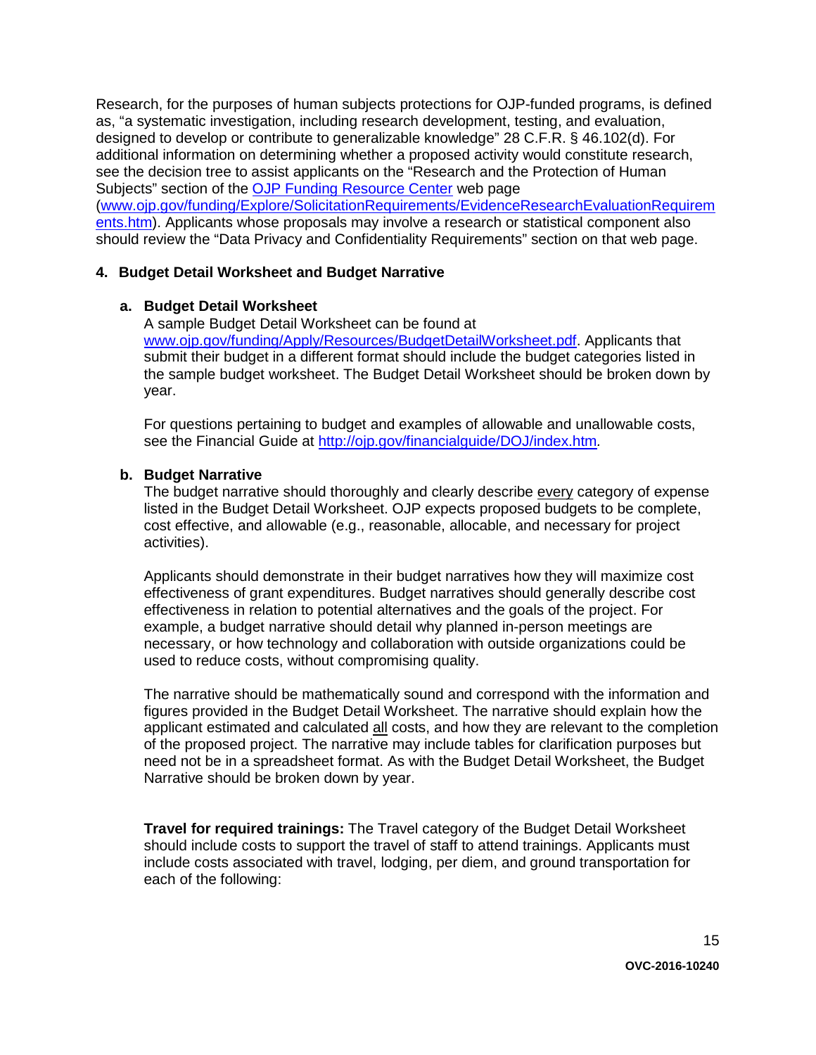Research, for the purposes of human subjects protections for OJP-funded programs, is defined as, "a systematic investigation, including research development, testing, and evaluation, designed to develop or contribute to generalizable knowledge" 28 C.F.R. § 46.102(d). For additional information on determining whether a proposed activity would constitute research, see the decision tree to assist applicants on the "Research and the Protection of Human Subjects" section of the [OJP Funding Resource Center](www.ojp.gov/funding/Explore/SolicitationRequirements/EvidenceResearchEvaluationRequirements.htm) web page ([www.ojp.gov/funding/Explore/SolicitationRequirements/EvidenceResearchEvaluationRequirements.htm](www.ojp.gov/funding/Explore/SolicitationRequirements/EvidenceResearchEvaluationRequirements.htm)). Applicants whose proposals may involve a research or statistical component also should review the "Data Privacy and Confidentiality Requirements" section on that web page.

**4. Budget Detail Worksheet and Budget Narrative**

**a. Budget Detail Worksheet**

A sample Budget Detail Worksheet can be found at [www.ojp.gov/funding/Apply/Resources/BudgetDetailWorksheet.pdf](www.ojp.gov/funding/Apply/Resources/BudgetDetailWorksheet.pdf). Applicants that submit their budget in a different format should include the budget categories listed in the sample budget worksheet. The Budget Detail Worksheet should be broken down by year.

For questions pertaining to budget and examples of allowable and unallowable costs, see the Financial Guide at [http://ojp.gov/financialguide/DOJ/index.htm](http://ojp.gov/financialguide/DOJ/index.htm).

**b. Budget Narrative**

The budget narrative should thoroughly and clearly describe <u>every</u> category of expense listed in the Budget Detail Worksheet. OJP expects proposed budgets to be complete, cost effective, and allowable (e.g., reasonable, allocable, and necessary for project activities).

Applicants should demonstrate in their budget narratives how they will maximize cost effectiveness of grant expenditures. Budget narratives should generally describe cost effectiveness in relation to potential alternatives and the goals of the project. For example, a budget narrative should detail why planned in-person meetings are necessary, or how technology and collaboration with outside organizations could be used to reduce costs, without compromising quality.

The narrative should be mathematically sound and correspond with the information and figures provided in the Budget Detail Worksheet. The narrative should explain how the applicant estimated and calculated <u>all</u> costs, and how they are relevant to the completion of the proposed project. The narrative may include tables for clarification purposes but need not be in a spreadsheet format. As with the Budget Detail Worksheet, the Budget Narrative should be broken down by year.

**Travel for required trainings:** The Travel category of the Budget Detail Worksheet should include costs to support the travel of staff to attend trainings. Applicants must include costs associated with travel, lodging, per diem, and ground transportation for each of the following: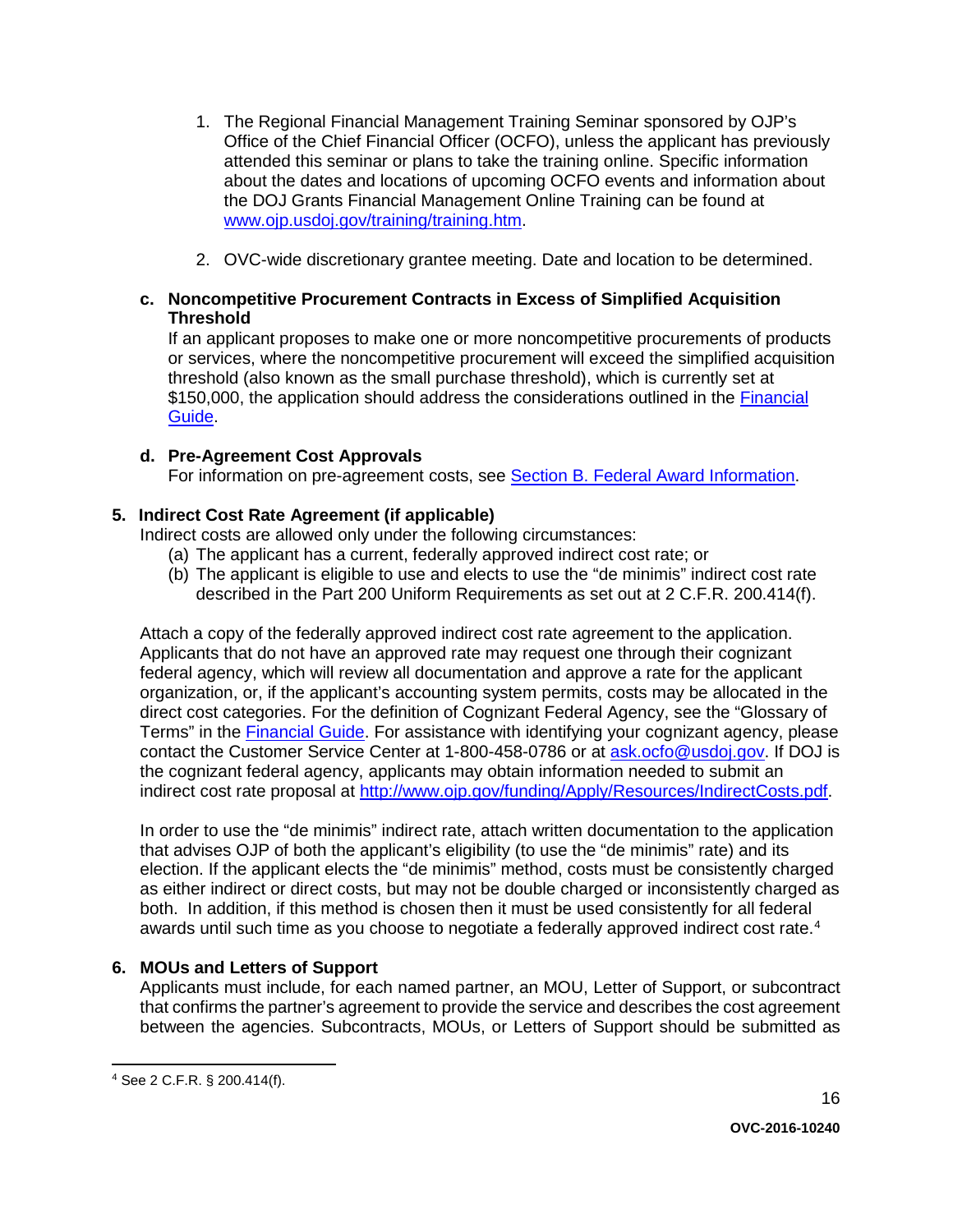1. The Regional Financial Management Training Seminar sponsored by OJP's Office of the Chief Financial Officer (OCFO), unless the applicant has previously attended this seminar or plans to take the training online. Specific information about the dates and locations of upcoming OCFO events and information about the DOJ Grants Financial Management Online Training can be found at [www.ojp.usdoj.gov/training/training.htm](www.ojp.usdoj.gov/training/training.htm).

2. OVC-wide discretionary grantee meeting. Date and location to be determined.

**c. Noncompetitive Procurement Contracts in Excess of Simplified Acquisition Threshold**

If an applicant proposes to make one or more noncompetitive procurements of products or services, where the noncompetitive procurement will exceed the simplified acquisition threshold (also known as the small purchase threshold), which is currently set at $150,000, the application should address the considerations outlined in the Financial Guide.

**d. Pre-Agreement Cost Approvals**

For information on pre-agreement costs, see Section B. Federal Award Information.

### 5. Indirect Cost Rate Agreement (if applicable)

Indirect costs are allowed only under the following circumstances:

(a) The applicant has a current, federally approved indirect cost rate; or

(b) The applicant is eligible to use and elects to use the "de minimis" indirect cost rate described in the Part 200 Uniform Requirements as set out at 2 C.F.R. 200.414(f).

Attach a copy of the federally approved indirect cost rate agreement to the application. Applicants that do not have an approved rate may request one through their cognizant federal agency, which will review all documentation and approve a rate for the applicant organization, or, if the applicant's accounting system permits, costs may be allocated in the direct cost categories. For the definition of Cognizant Federal Agency, see the "Glossary of Terms" in the Financial Guide. For assistance with identifying your cognizant agency, please contact the Customer Service Center at 1-800-458-0786 or at ask.ocfo@usdoj.gov. If DOJ is the cognizant federal agency, applicants may obtain information needed to submit an indirect cost rate proposal at [http://www.ojp.gov/funding/Apply/Resources/IndirectCosts.pdf](http://www.ojp.gov/funding/Apply/Resources/IndirectCosts.pdf).

In order to use the "de minimis" indirect rate, attach written documentation to the application that advises OJP of both the applicant's eligibility (to use the "de minimis" rate) and its election. If the applicant elects the "de minimis" method, costs must be consistently charged as either indirect or direct costs, but may not be double charged or inconsistently charged as both. In addition, if this method is chosen then it must be used consistently for all federal awards until such time as you choose to negotiate a federally approved indirect cost rate.[4]

### 6. MOUs and Letters of Support

Applicants must include, for each named partner, an MOU, Letter of Support, or subcontract that confirms the partner's agreement to provide the service and describes the cost agreement between the agencies. Subcontracts, MOUs, or Letters of Support should be submitted as

---

[4] See 2 C.F.R. § 200.414(f).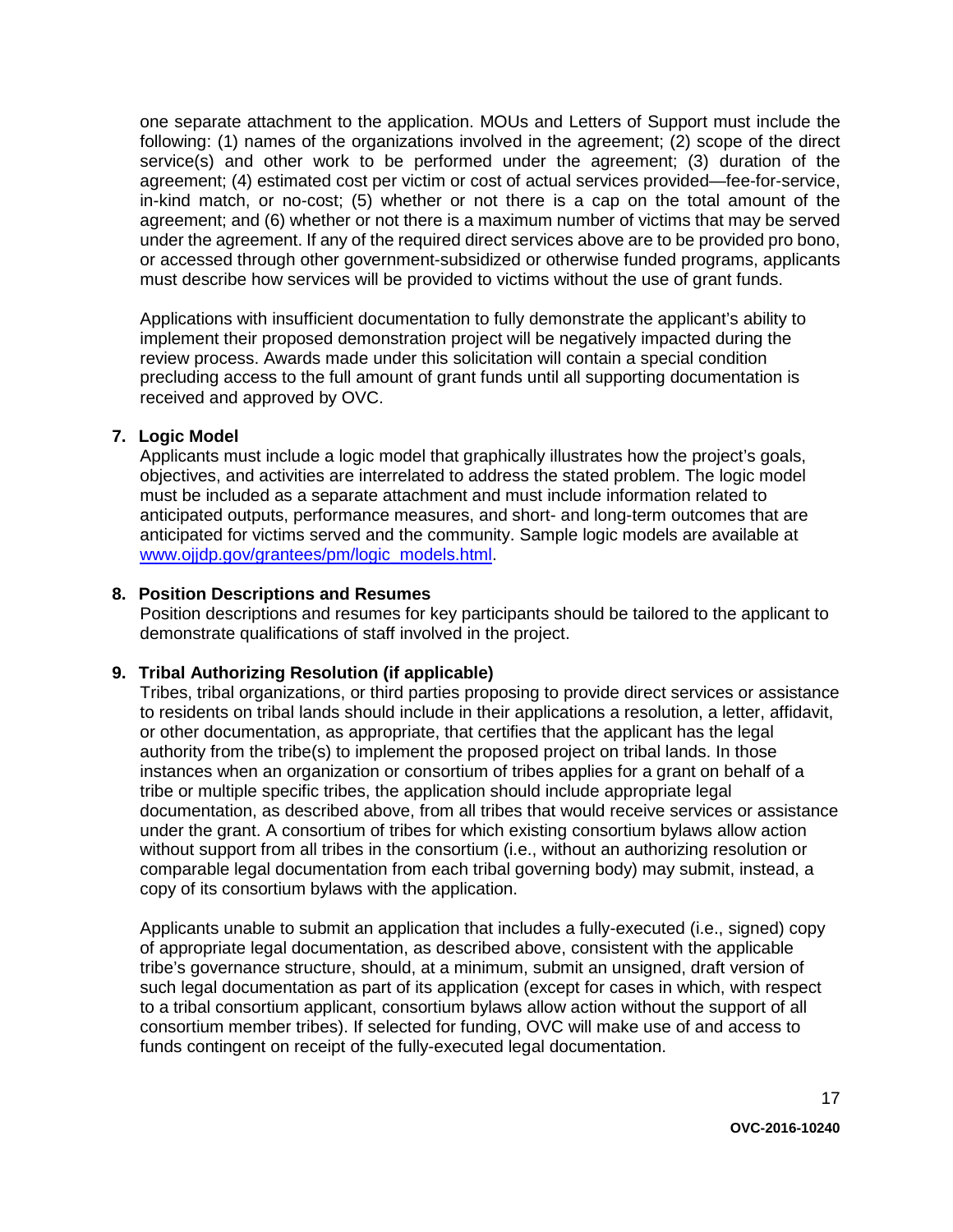one separate attachment to the application. MOUs and Letters of Support must include the following: (1) names of the organizations involved in the agreement; (2) scope of the direct service(s) and other work to be performed under the agreement; (3) duration of the agreement; (4) estimated cost per victim or cost of actual services provided—fee-for-service, in-kind match, or no-cost; (5) whether or not there is a cap on the total amount of the agreement; and (6) whether or not there is a maximum number of victims that may be served under the agreement. If any of the required direct services above are to be provided pro bono, or accessed through other government-subsidized or otherwise funded programs, applicants must describe how services will be provided to victims without the use of grant funds.

Applications with insufficient documentation to fully demonstrate the applicant's ability to implement their proposed demonstration project will be negatively impacted during the review process. Awards made under this solicitation will contain a special condition precluding access to the full amount of grant funds until all supporting documentation is received and approved by OVC.

**7. Logic Model**

Applicants must include a logic model that graphically illustrates how the project's goals, objectives, and activities are interrelated to address the stated problem. The logic model must be included as a separate attachment and must include information related to anticipated outputs, performance measures, and short- and long-term outcomes that are anticipated for victims served and the community. Sample logic models are available at [www.ojjdp.gov/grantees/pm/logic_models.html](www.ojjdp.gov/grantees/pm/logic_models.html).

**8. Position Descriptions and Resumes**

Position descriptions and resumes for key participants should be tailored to the applicant to demonstrate qualifications of staff involved in the project.

**9. Tribal Authorizing Resolution (if applicable)**

Tribes, tribal organizations, or third parties proposing to provide direct services or assistance to residents on tribal lands should include in their applications a resolution, a letter, affidavit, or other documentation, as appropriate, that certifies that the applicant has the legal authority from the tribe(s) to implement the proposed project on tribal lands. In those instances when an organization or consortium of tribes applies for a grant on behalf of a tribe or multiple specific tribes, the application should include appropriate legal documentation, as described above, from all tribes that would receive services or assistance under the grant. A consortium of tribes for which existing consortium bylaws allow action without support from all tribes in the consortium (i.e., without an authorizing resolution or comparable legal documentation from each tribal governing body) may submit, instead, a copy of its consortium bylaws with the application.

Applicants unable to submit an application that includes a fully-executed (i.e., signed) copy of appropriate legal documentation, as described above, consistent with the applicable tribe's governance structure, should, at a minimum, submit an unsigned, draft version of such legal documentation as part of its application (except for cases in which, with respect to a tribal consortium applicant, consortium bylaws allow action without the support of all consortium member tribes). If selected for funding, OVC will make use of and access to funds contingent on receipt of the fully-executed legal documentation.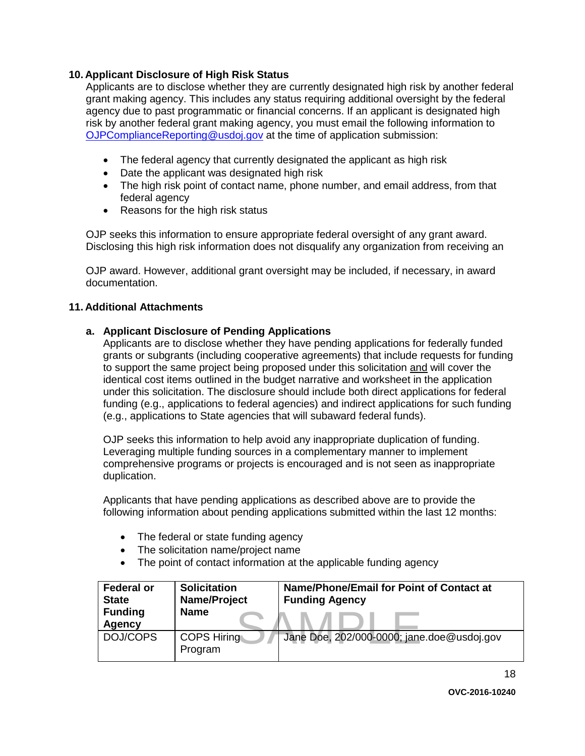### 10. Applicant Disclosure of High Risk Status

Applicants are to disclose whether they are currently designated high risk by another federal grant making agency. This includes any status requiring additional oversight by the federal agency due to past programmatic or financial concerns. If an applicant is designated high risk by another federal grant making agency, you must email the following information to OJPComplianceReporting@usdoj.gov at the time of application submission:

- The federal agency that currently designated the applicant as high risk
- Date the applicant was designated high risk
- The high risk point of contact name, phone number, and email address, from that federal agency
- Reasons for the high risk status

OJP seeks this information to ensure appropriate federal oversight of any grant award. Disclosing this high risk information does not disqualify any organization from receiving an

OJP award. However, additional grant oversight may be included, if necessary, in award documentation.

### 11. Additional Attachments

#### a. Applicant Disclosure of Pending Applications

Applicants are to disclose whether they have pending applications for federally funded grants or subgrants (including cooperative agreements) that include requests for funding to support the same project being proposed under this solicitation and will cover the identical cost items outlined in the budget narrative and worksheet in the application under this solicitation. The disclosure should include both direct applications for federal funding (e.g., applications to federal agencies) and indirect applications for such funding (e.g., applications to State agencies that will subaward federal funds).

OJP seeks this information to help avoid any inappropriate duplication of funding. Leveraging multiple funding sources in a complementary manner to implement comprehensive programs or projects is encouraged and is not seen as inappropriate duplication.

Applicants that have pending applications as described above are to provide the following information about pending applications submitted within the last 12 months:

- The federal or state funding agency
- The solicitation name/project name
- The point of contact information at the applicable funding agency

| Federal or State Funding Agency | Solicitation Name/Project Name | Name/Phone/Email for Point of Contact at Funding Agency |
|---|---|---|
| DOJ/COPS | COPS Hiring Program | Jane Doe, 202/000-0000; jane.doe@usdoj.gov |

SAMPLE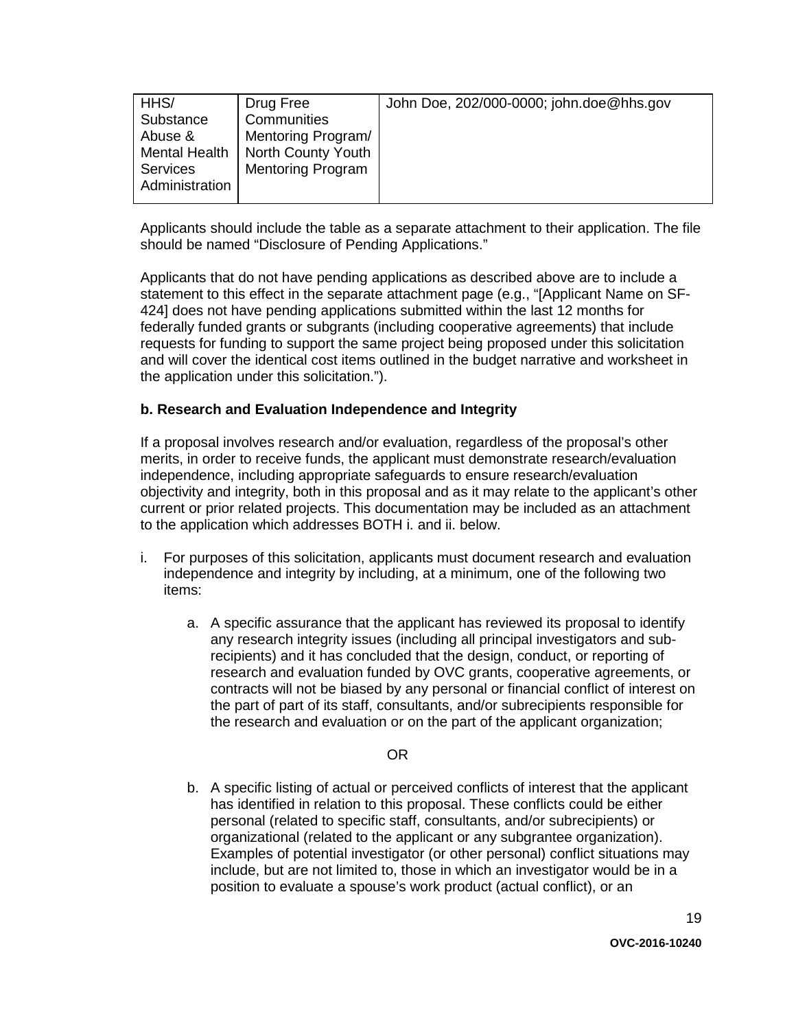| HHS/ Substance Abuse & Mental Health Services Administration | Drug Free Communities Mentoring Program/ North County Youth Mentoring Program | John Doe, 202/000-0000; john.doe@hhs.gov |
|---|---|---|

Applicants should include the table as a separate attachment to their application. The file should be named "Disclosure of Pending Applications."

Applicants that do not have pending applications as described above are to include a statement to this effect in the separate attachment page (e.g., "[Applicant Name on SF-424] does not have pending applications submitted within the last 12 months for federally funded grants or subgrants (including cooperative agreements) that include requests for funding to support the same project being proposed under this solicitation and will cover the identical cost items outlined in the budget narrative and worksheet in the application under this solicitation.").

**b. Research and Evaluation Independence and Integrity**

If a proposal involves research and/or evaluation, regardless of the proposal's other merits, in order to receive funds, the applicant must demonstrate research/evaluation independence, including appropriate safeguards to ensure research/evaluation objectivity and integrity, both in this proposal and as it may relate to the applicant's other current or prior related projects. This documentation may be included as an attachment to the application which addresses BOTH i. and ii. below.

i. For purposes of this solicitation, applicants must document research and evaluation independence and integrity by including, at a minimum, one of the following two items:

   a. A specific assurance that the applicant has reviewed its proposal to identify any research integrity issues (including all principal investigators and sub-recipients) and it has concluded that the design, conduct, or reporting of research and evaluation funded by OVC grants, cooperative agreements, or contracts will not be biased by any personal or financial conflict of interest on the part of part of its staff, consultants, and/or subrecipients responsible for the research and evaluation or on the part of the applicant organization;

   OR

   b. A specific listing of actual or perceived conflicts of interest that the applicant has identified in relation to this proposal. These conflicts could be either personal (related to specific staff, consultants, and/or subrecipients) or organizational (related to the applicant or any subgrantee organization). Examples of potential investigator (or other personal) conflict situations may include, but are not limited to, those in which an investigator would be in a position to evaluate a spouse's work product (actual conflict), or an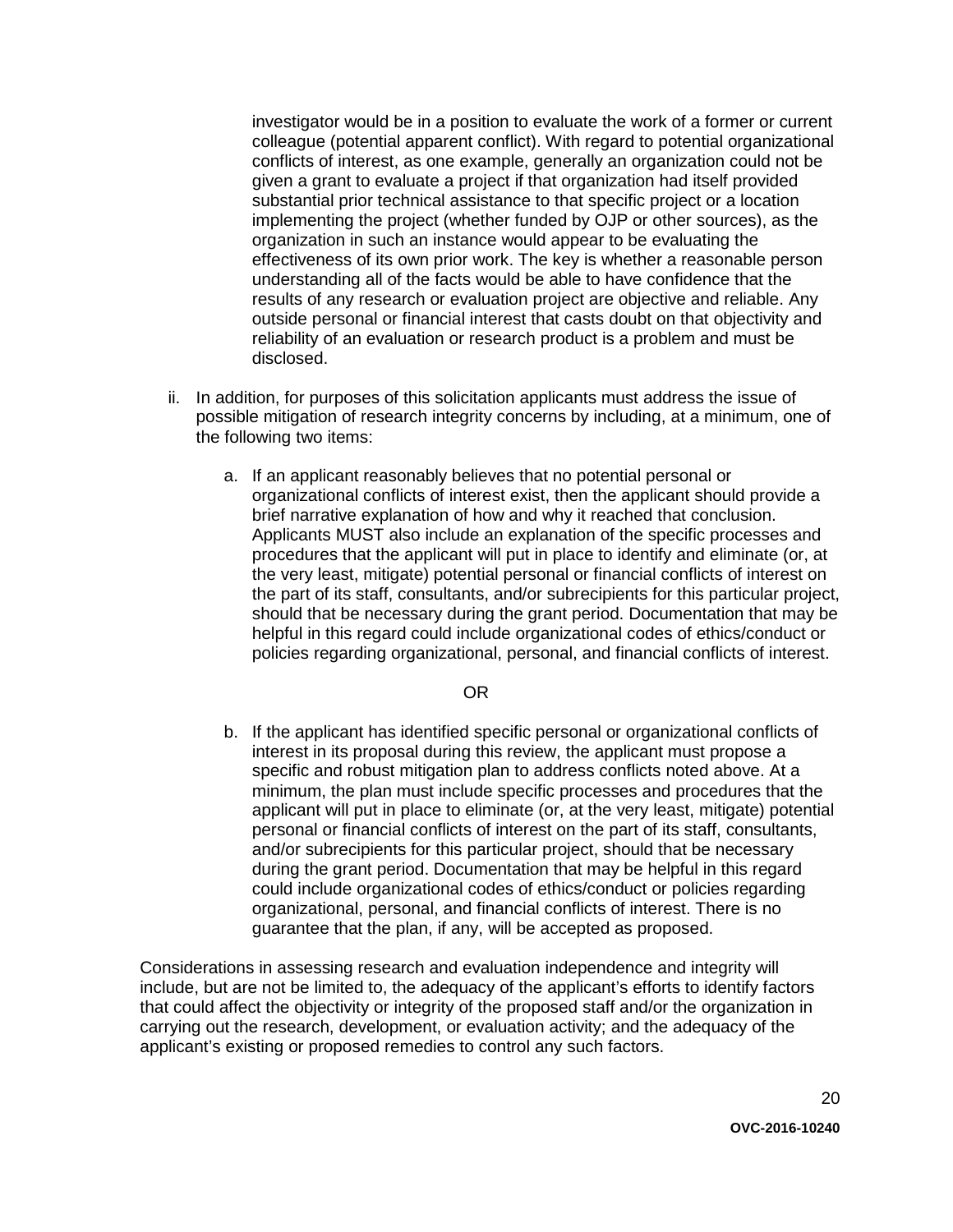investigator would be in a position to evaluate the work of a former or current colleague (potential apparent conflict). With regard to potential organizational conflicts of interest, as one example, generally an organization could not be given a grant to evaluate a project if that organization had itself provided substantial prior technical assistance to that specific project or a location implementing the project (whether funded by OJP or other sources), as the organization in such an instance would appear to be evaluating the effectiveness of its own prior work. The key is whether a reasonable person understanding all of the facts would be able to have confidence that the results of any research or evaluation project are objective and reliable. Any outside personal or financial interest that casts doubt on that objectivity and reliability of an evaluation or research product is a problem and must be disclosed.

ii. In addition, for purposes of this solicitation applicants must address the issue of possible mitigation of research integrity concerns by including, at a minimum, one of the following two items:

   a. If an applicant reasonably believes that no potential personal or organizational conflicts of interest exist, then the applicant should provide a brief narrative explanation of how and why it reached that conclusion. Applicants MUST also include an explanation of the specific processes and procedures that the applicant will put in place to identify and eliminate (or, at the very least, mitigate) potential personal or financial conflicts of interest on the part of its staff, consultants, and/or subrecipients for this particular project, should that be necessary during the grant period. Documentation that may be helpful in this regard could include organizational codes of ethics/conduct or policies regarding organizational, personal, and financial conflicts of interest.

   OR

   b. If the applicant has identified specific personal or organizational conflicts of interest in its proposal during this review, the applicant must propose a specific and robust mitigation plan to address conflicts noted above. At a minimum, the plan must include specific processes and procedures that the applicant will put in place to eliminate (or, at the very least, mitigate) potential personal or financial conflicts of interest on the part of its staff, consultants, and/or subrecipients for this particular project, should that be necessary during the grant period. Documentation that may be helpful in this regard could include organizational codes of ethics/conduct or policies regarding organizational, personal, and financial conflicts of interest. There is no guarantee that the plan, if any, will be accepted as proposed.

Considerations in assessing research and evaluation independence and integrity will include, but are not be limited to, the adequacy of the applicant's efforts to identify factors that could affect the objectivity or integrity of the proposed staff and/or the organization in carrying out the research, development, or evaluation activity; and the adequacy of the applicant's existing or proposed remedies to control any such factors.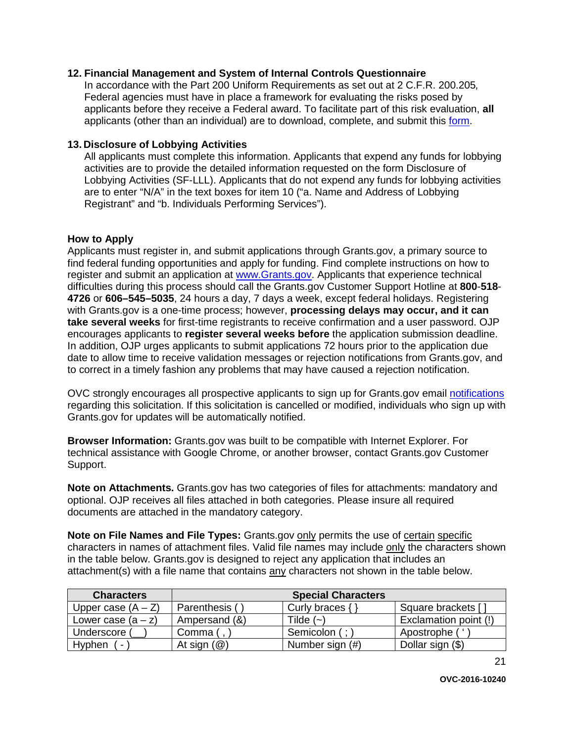**12. Financial Management and System of Internal Controls Questionnaire**

In accordance with the Part 200 Uniform Requirements as set out at 2 C.F.R. 200.205*,* Federal agencies must have in place a framework for evaluating the risks posed by applicants before they receive a Federal award. To facilitate part of this risk evaluation, **all** applicants (other than an individual) are to download, complete, and submit this form.

**13. Disclosure of Lobbying Activities**

All applicants must complete this information. Applicants that expend any funds for lobbying activities are to provide the detailed information requested on the form Disclosure of Lobbying Activities (SF-LLL). Applicants that do not expend any funds for lobbying activities are to enter "N/A" in the text boxes for item 10 ("a. Name and Address of Lobbying Registrant" and "b. Individuals Performing Services").

**How to Apply**

Applicants must register in, and submit applications through Grants.gov, a primary source to find federal funding opportunities and apply for funding. Find complete instructions on how to register and submit an application at www.Grants.gov. Applicants that experience technical difficulties during this process should call the Grants.gov Customer Support Hotline at **800**-**518**-**4726** or **606–545–5035**, 24 hours a day, 7 days a week, except federal holidays. Registering with Grants.gov is a one-time process; however, **processing delays may occur, and it can take several weeks** for first-time registrants to receive confirmation and a user password. OJP encourages applicants to **register several weeks before** the application submission deadline. In addition, OJP urges applicants to submit applications 72 hours prior to the application due date to allow time to receive validation messages or rejection notifications from Grants.gov, and to correct in a timely fashion any problems that may have caused a rejection notification.

OVC strongly encourages all prospective applicants to sign up for Grants.gov email notifications regarding this solicitation. If this solicitation is cancelled or modified, individuals who sign up with Grants.gov for updates will be automatically notified.

**Browser Information:** Grants.gov was built to be compatible with Internet Explorer. For technical assistance with Google Chrome, or another browser, contact Grants.gov Customer Support.

**Note on Attachments.** Grants.gov has two categories of files for attachments: mandatory and optional. OJP receives all files attached in both categories. Please insure all required documents are attached in the mandatory category.

**Note on File Names and File Types:** Grants.gov only permits the use of certain specific characters in names of attachment files. Valid file names may include only the characters shown in the table below. Grants.gov is designed to reject any application that includes an attachment(s) with a file name that contains any characters not shown in the table below.

| Characters | Special Characters | | |
|---|---|---|---|
| Upper case (A – Z) | Parenthesis ( ) | Curly braces { } | Square brackets [ ] |
| Lower case (a – z) | Ampersand (&) | Tilde (~) | Exclamation point (!) |
| Underscore (__) | Comma ( , ) | Semicolon ( ; ) | Apostrophe ( ' ) |
| Hyphen ( - ) | At sign (@) | Number sign (#) | Dollar sign ($) |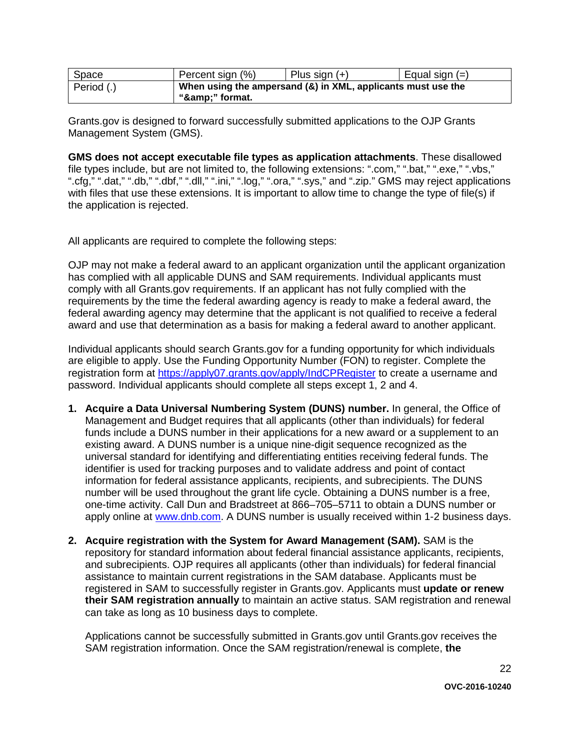| Space | Percent sign (%) | Plus sign (+) | Equal sign (=) |
|---|---|---|---|
| Period (.) | **When using the ampersand (&) in XML, applicants must use the "&amp;" format.** | | |

Grants.gov is designed to forward successfully submitted applications to the OJP Grants Management System (GMS).

**GMS does not accept executable file types as application attachments**. These disallowed file types include, but are not limited to, the following extensions: ".com," ".bat," ".exe," ".vbs," ".cfg," ".dat," ".db," ".dbf," ".dll," ".ini," ".log," ".ora," ".sys," and ".zip." GMS may reject applications with files that use these extensions. It is important to allow time to change the type of file(s) if the application is rejected.

All applicants are required to complete the following steps:

OJP may not make a federal award to an applicant organization until the applicant organization has complied with all applicable DUNS and SAM requirements. Individual applicants must comply with all Grants.gov requirements. If an applicant has not fully complied with the requirements by the time the federal awarding agency is ready to make a federal award, the federal awarding agency may determine that the applicant is not qualified to receive a federal award and use that determination as a basis for making a federal award to another applicant.

Individual applicants should search Grants.gov for a funding opportunity for which individuals are eligible to apply. Use the Funding Opportunity Number (FON) to register. Complete the registration form at https://apply07.grants.gov/apply/IndCPRegister to create a username and password. Individual applicants should complete all steps except 1, 2 and 4.

1. **Acquire a Data Universal Numbering System (DUNS) number.** In general, the Office of Management and Budget requires that all applicants (other than individuals) for federal funds include a DUNS number in their applications for a new award or a supplement to an existing award. A DUNS number is a unique nine-digit sequence recognized as the universal standard for identifying and differentiating entities receiving federal funds. The identifier is used for tracking purposes and to validate address and point of contact information for federal assistance applicants, recipients, and subrecipients. The DUNS number will be used throughout the grant life cycle. Obtaining a DUNS number is a free, one-time activity. Call Dun and Bradstreet at 866–705–5711 to obtain a DUNS number or apply online at www.dnb.com. A DUNS number is usually received within 1-2 business days.

2. **Acquire registration with the System for Award Management (SAM).** SAM is the repository for standard information about federal financial assistance applicants, recipients, and subrecipients. OJP requires all applicants (other than individuals) for federal financial assistance to maintain current registrations in the SAM database. Applicants must be registered in SAM to successfully register in Grants.gov. Applicants must **update or renew their SAM registration annually** to maintain an active status. SAM registration and renewal can take as long as 10 business days to complete.

   Applications cannot be successfully submitted in Grants.gov until Grants.gov receives the SAM registration information. Once the SAM registration/renewal is complete, **the**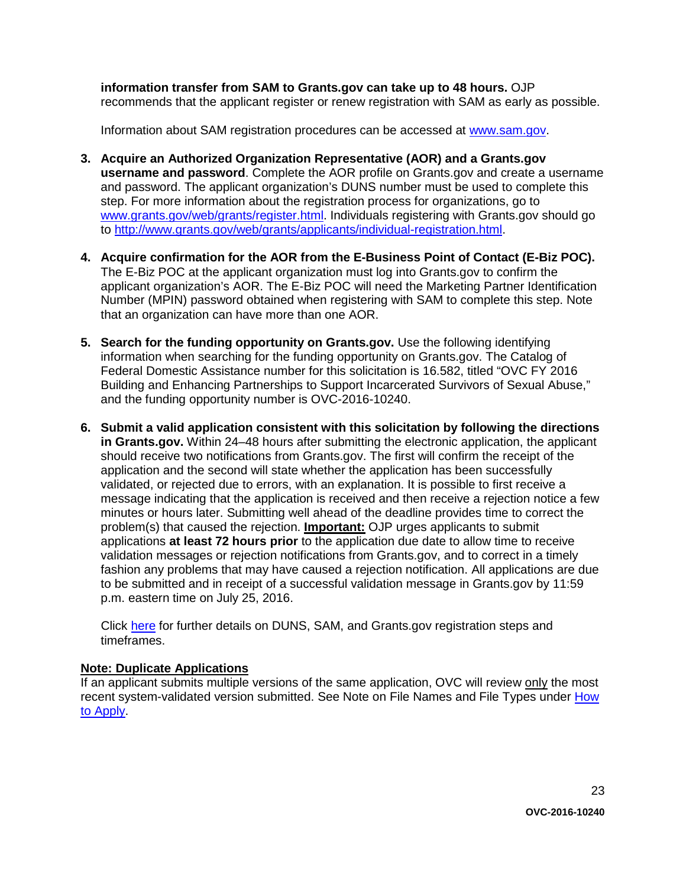**information transfer from SAM to Grants.gov can take up to 48 hours.** OJP recommends that the applicant register or renew registration with SAM as early as possible.

Information about SAM registration procedures can be accessed at [www.sam.gov](www.sam.gov).

3. **Acquire an Authorized Organization Representative (AOR) and a Grants.gov username and password**. Complete the AOR profile on Grants.gov and create a username and password. The applicant organization's DUNS number must be used to complete this step. For more information about the registration process for organizations, go to [www.grants.gov/web/grants/register.html](www.grants.gov/web/grants/register.html). Individuals registering with Grants.gov should go to [http://www.grants.gov/web/grants/applicants/individual-registration.html](http://www.grants.gov/web/grants/applicants/individual-registration.html).

4. **Acquire confirmation for the AOR from the E-Business Point of Contact (E-Biz POC).** The E-Biz POC at the applicant organization must log into Grants.gov to confirm the applicant organization's AOR. The E-Biz POC will need the Marketing Partner Identification Number (MPIN) password obtained when registering with SAM to complete this step. Note that an organization can have more than one AOR.

5. **Search for the funding opportunity on Grants.gov.** Use the following identifying information when searching for the funding opportunity on Grants.gov. The Catalog of Federal Domestic Assistance number for this solicitation is 16.582, titled "OVC FY 2016 Building and Enhancing Partnerships to Support Incarcerated Survivors of Sexual Abuse," and the funding opportunity number is OVC-2016-10240.

6. **Submit a valid application consistent with this solicitation by following the directions in Grants.gov.** Within 24–48 hours after submitting the electronic application, the applicant should receive two notifications from Grants.gov. The first will confirm the receipt of the application and the second will state whether the application has been successfully validated, or rejected due to errors, with an explanation. It is possible to first receive a message indicating that the application is received and then receive a rejection notice a few minutes or hours later. Submitting well ahead of the deadline provides time to correct the problem(s) that caused the rejection. **Important:** OJP urges applicants to submit applications **at least 72 hours prior** to the application due date to allow time to receive validation messages or rejection notifications from Grants.gov, and to correct in a timely fashion any problems that may have caused a rejection notification. All applications are due to be submitted and in receipt of a successful validation message in Grants.gov by 11:59 p.m. eastern time on July 25, 2016.

   Click here for further details on DUNS, SAM, and Grants.gov registration steps and timeframes.

**Note: Duplicate Applications**

If an applicant submits multiple versions of the same application, OVC will review only the most recent system-validated version submitted. See Note on File Names and File Types under How to Apply.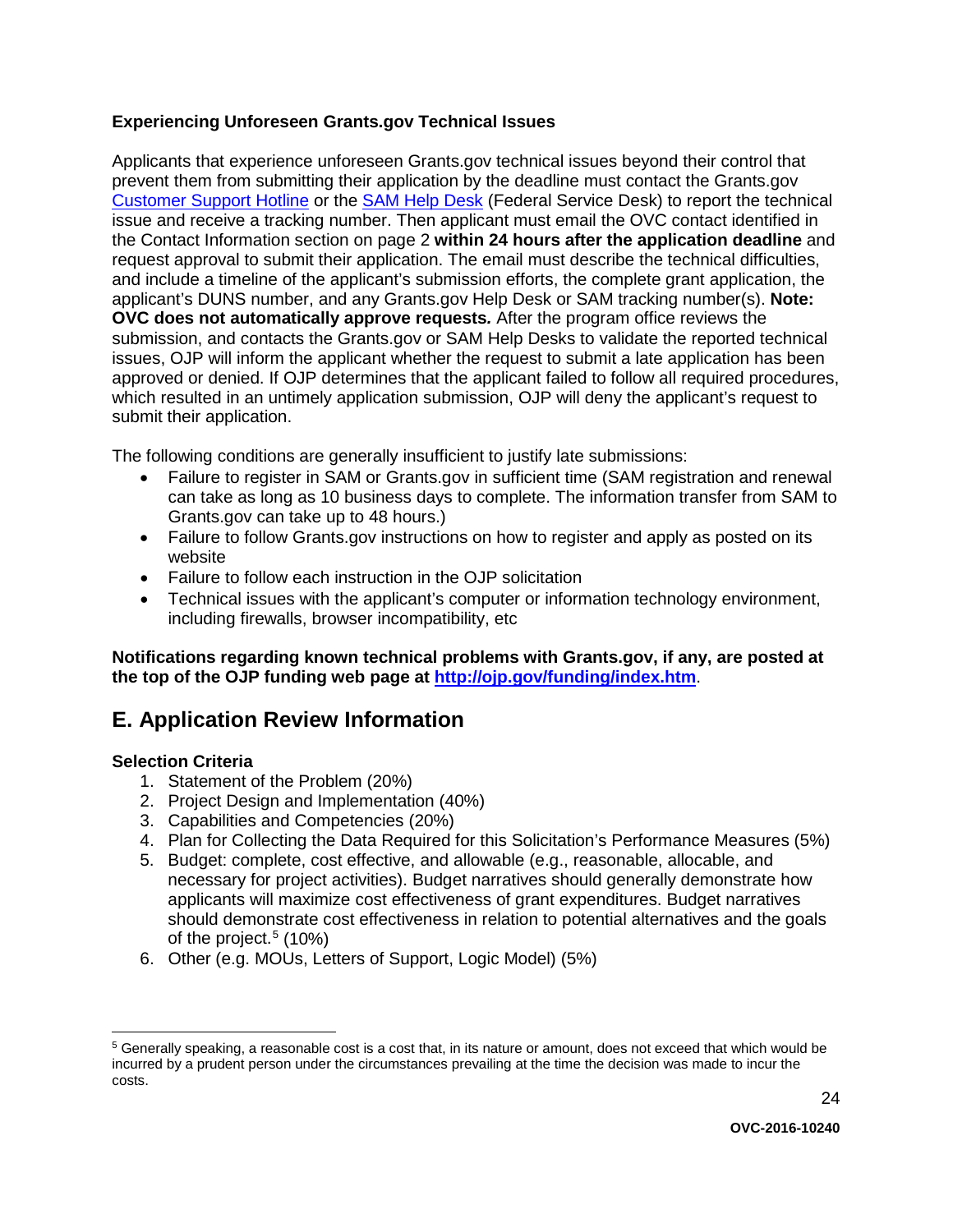**Experiencing Unforeseen Grants.gov Technical Issues**

Applicants that experience unforeseen Grants.gov technical issues beyond their control that prevent them from submitting their application by the deadline must contact the Grants.gov [Customer Support Hotline] or the [SAM Help Desk] (Federal Service Desk) to report the technical issue and receive a tracking number. Then applicant must email the OVC contact identified in the Contact Information section on page 2 **within 24 hours after the application deadline** and request approval to submit their application. The email must describe the technical difficulties, and include a timeline of the applicant's submission efforts, the complete grant application, the applicant's DUNS number, and any Grants.gov Help Desk or SAM tracking number(s). **Note: OVC does not automatically approve requests***.* After the program office reviews the submission, and contacts the Grants.gov or SAM Help Desks to validate the reported technical issues, OJP will inform the applicant whether the request to submit a late application has been approved or denied. If OJP determines that the applicant failed to follow all required procedures, which resulted in an untimely application submission, OJP will deny the applicant's request to submit their application.

The following conditions are generally insufficient to justify late submissions:

- Failure to register in SAM or Grants.gov in sufficient time (SAM registration and renewal can take as long as 10 business days to complete. The information transfer from SAM to Grants.gov can take up to 48 hours.)
- Failure to follow Grants.gov instructions on how to register and apply as posted on its website
- Failure to follow each instruction in the OJP solicitation
- Technical issues with the applicant's computer or information technology environment, including firewalls, browser incompatibility, etc

**Notifications regarding known technical problems with Grants.gov, if any, are posted at the top of the OJP funding web page at http://ojp.gov/funding/index.htm**.

## E. Application Review Information

**Selection Criteria**

1. Statement of the Problem (20%)
2. Project Design and Implementation (40%)
3. Capabilities and Competencies (20%)
4. Plan for Collecting the Data Required for this Solicitation's Performance Measures (5%)
5. Budget: complete, cost effective, and allowable (e.g., reasonable, allocable, and necessary for project activities). Budget narratives should generally demonstrate how applicants will maximize cost effectiveness of grant expenditures. Budget narratives should demonstrate cost effectiveness in relation to potential alternatives and the goals of the project.[5] (10%)
6. Other (e.g. MOUs, Letters of Support, Logic Model) (5%)

---

[5] Generally speaking, a reasonable cost is a cost that, in its nature or amount, does not exceed that which would be incurred by a prudent person under the circumstances prevailing at the time the decision was made to incur the costs.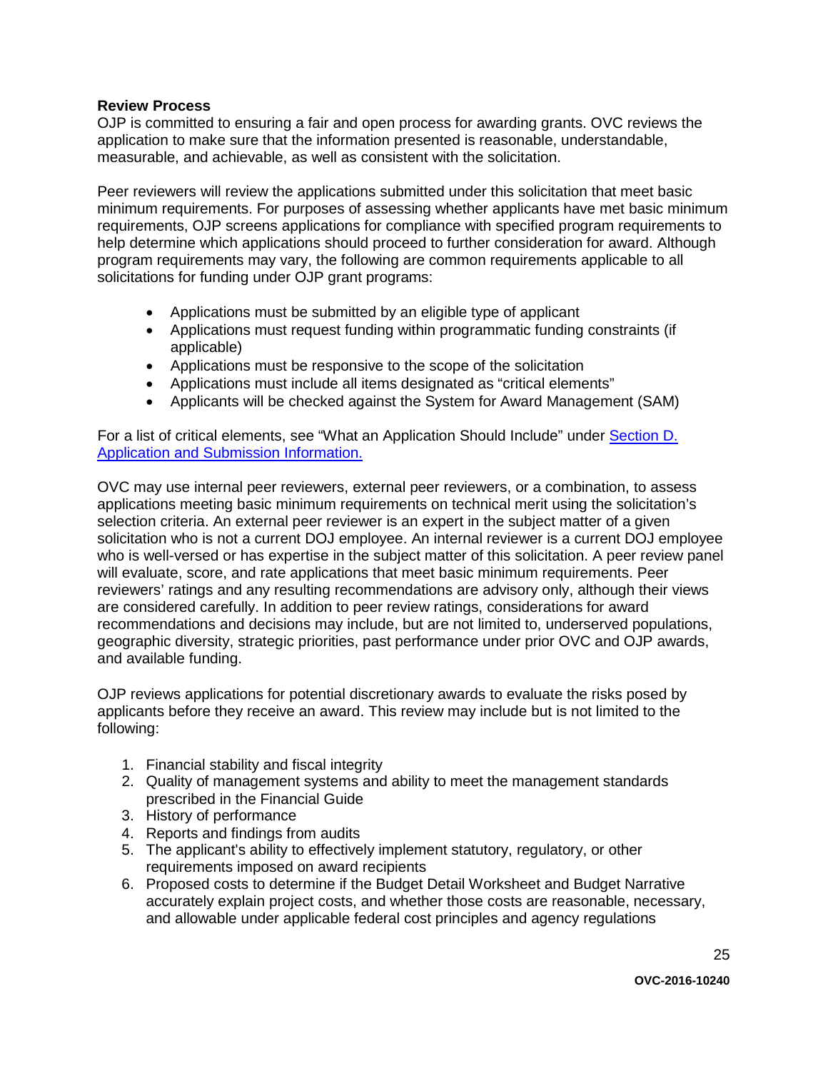**Review Process**

OJP is committed to ensuring a fair and open process for awarding grants. OVC reviews the application to make sure that the information presented is reasonable, understandable, measurable, and achievable, as well as consistent with the solicitation.

Peer reviewers will review the applications submitted under this solicitation that meet basic minimum requirements. For purposes of assessing whether applicants have met basic minimum requirements, OJP screens applications for compliance with specified program requirements to help determine which applications should proceed to further consideration for award. Although program requirements may vary, the following are common requirements applicable to all solicitations for funding under OJP grant programs:

- Applications must be submitted by an eligible type of applicant
- Applications must request funding within programmatic funding constraints (if applicable)
- Applications must be responsive to the scope of the solicitation
- Applications must include all items designated as "critical elements"
- Applicants will be checked against the System for Award Management (SAM)

For a list of critical elements, see "What an Application Should Include" under [Section D. Application and Submission Information.]

OVC may use internal peer reviewers, external peer reviewers, or a combination, to assess applications meeting basic minimum requirements on technical merit using the solicitation's selection criteria. An external peer reviewer is an expert in the subject matter of a given solicitation who is not a current DOJ employee. An internal reviewer is a current DOJ employee who is well-versed or has expertise in the subject matter of this solicitation. A peer review panel will evaluate, score, and rate applications that meet basic minimum requirements. Peer reviewers' ratings and any resulting recommendations are advisory only, although their views are considered carefully. In addition to peer review ratings, considerations for award recommendations and decisions may include, but are not limited to, underserved populations, geographic diversity, strategic priorities, past performance under prior OVC and OJP awards, and available funding.

OJP reviews applications for potential discretionary awards to evaluate the risks posed by applicants before they receive an award. This review may include but is not limited to the following:

1. Financial stability and fiscal integrity
2. Quality of management systems and ability to meet the management standards prescribed in the Financial Guide
3. History of performance
4. Reports and findings from audits
5. The applicant's ability to effectively implement statutory, regulatory, or other requirements imposed on award recipients
6. Proposed costs to determine if the Budget Detail Worksheet and Budget Narrative accurately explain project costs, and whether those costs are reasonable, necessary, and allowable under applicable federal cost principles and agency regulations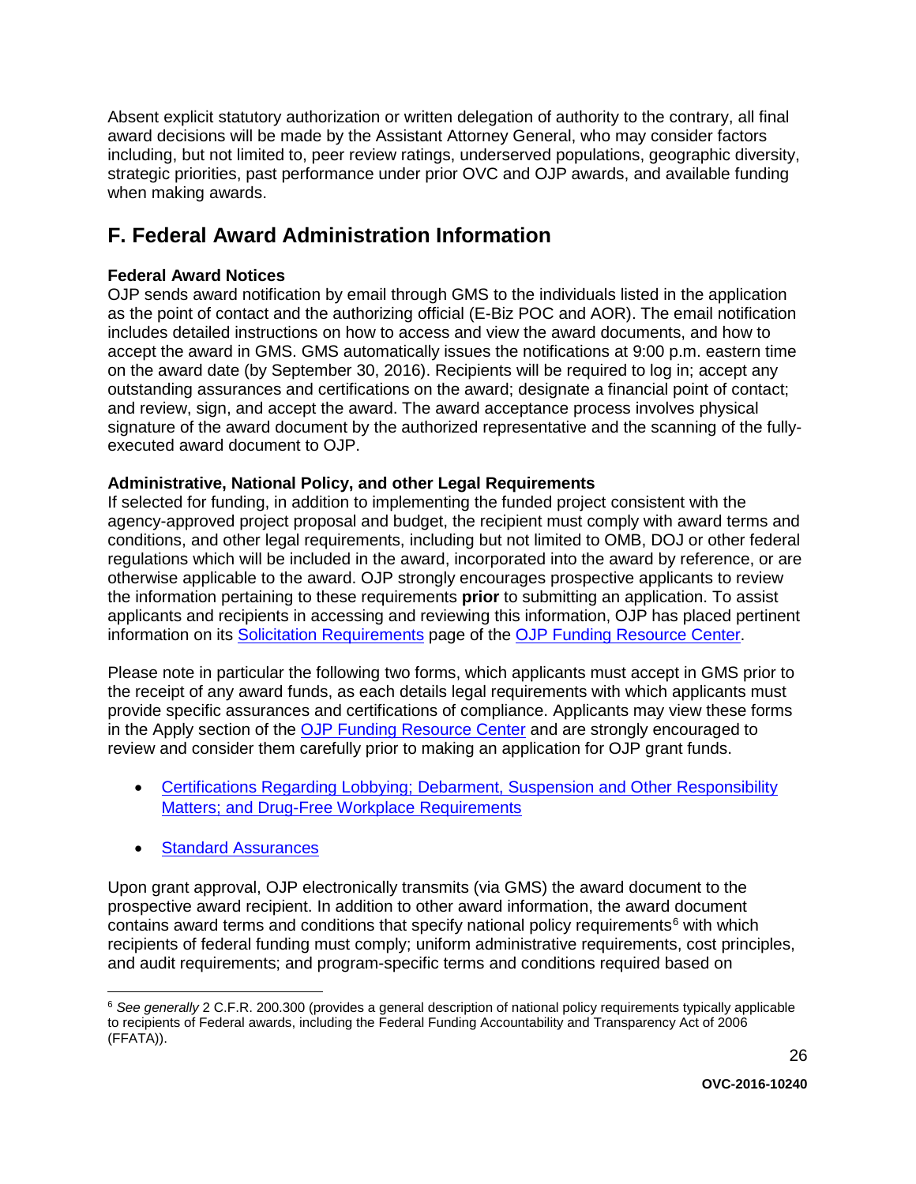Absent explicit statutory authorization or written delegation of authority to the contrary, all final award decisions will be made by the Assistant Attorney General, who may consider factors including, but not limited to, peer review ratings, underserved populations, geographic diversity, strategic priorities, past performance under prior OVC and OJP awards, and available funding when making awards.

## F. Federal Award Administration Information

**Federal Award Notices**
OJP sends award notification by email through GMS to the individuals listed in the application as the point of contact and the authorizing official (E-Biz POC and AOR). The email notification includes detailed instructions on how to access and view the award documents, and how to accept the award in GMS. GMS automatically issues the notifications at 9:00 p.m. eastern time on the award date (by September 30, 2016). Recipients will be required to log in; accept any outstanding assurances and certifications on the award; designate a financial point of contact; and review, sign, and accept the award. The award acceptance process involves physical signature of the award document by the authorized representative and the scanning of the fully-executed award document to OJP.

**Administrative, National Policy, and other Legal Requirements**
If selected for funding, in addition to implementing the funded project consistent with the agency-approved project proposal and budget, the recipient must comply with award terms and conditions, and other legal requirements, including but not limited to OMB, DOJ or other federal regulations which will be included in the award, incorporated into the award by reference, or are otherwise applicable to the award. OJP strongly encourages prospective applicants to review the information pertaining to these requirements **prior** to submitting an application. To assist applicants and recipients in accessing and reviewing this information, OJP has placed pertinent information on its Solicitation Requirements page of the OJP Funding Resource Center.

Please note in particular the following two forms, which applicants must accept in GMS prior to the receipt of any award funds, as each details legal requirements with which applicants must provide specific assurances and certifications of compliance. Applicants may view these forms in the Apply section of the OJP Funding Resource Center and are strongly encouraged to review and consider them carefully prior to making an application for OJP grant funds.

- Certifications Regarding Lobbying; Debarment, Suspension and Other Responsibility Matters; and Drug-Free Workplace Requirements
- Standard Assurances

Upon grant approval, OJP electronically transmits (via GMS) the award document to the prospective award recipient. In addition to other award information, the award document contains award terms and conditions that specify national policy requirements[6] with which recipients of federal funding must comply; uniform administrative requirements, cost principles, and audit requirements; and program-specific terms and conditions required based on

[6] *See generally* 2 C.F.R. 200.300 (provides a general description of national policy requirements typically applicable to recipients of Federal awards, including the Federal Funding Accountability and Transparency Act of 2006 (FFATA)).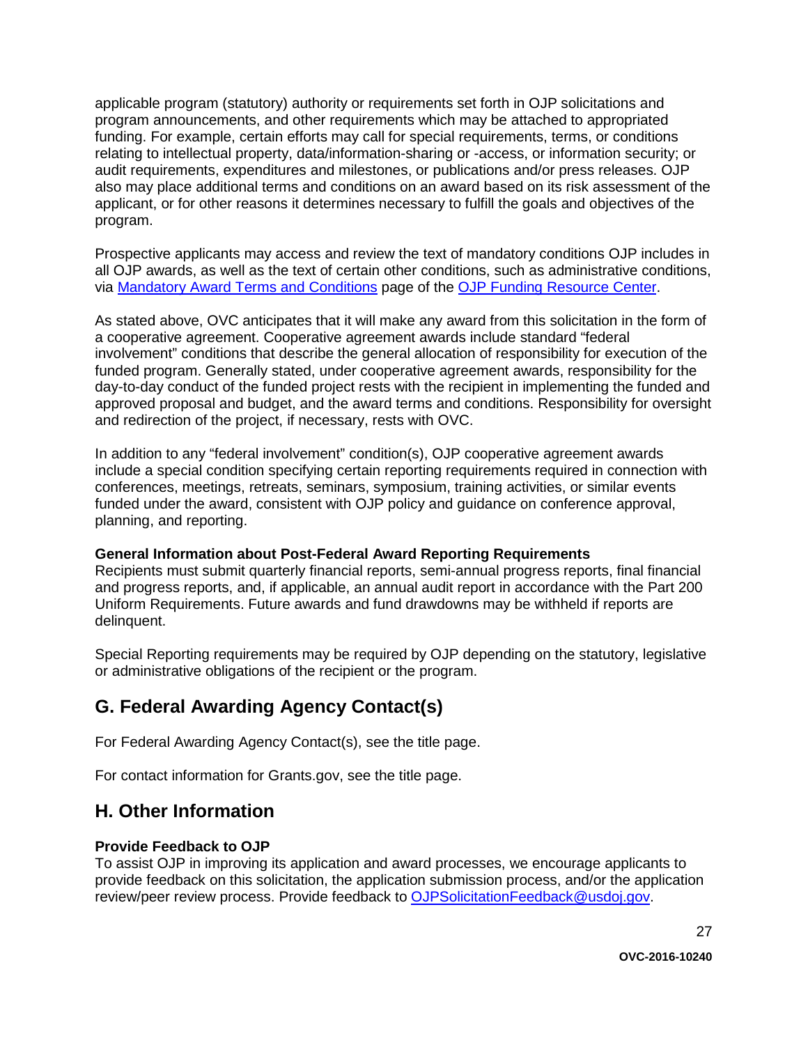applicable program (statutory) authority or requirements set forth in OJP solicitations and program announcements, and other requirements which may be attached to appropriated funding. For example, certain efforts may call for special requirements, terms, or conditions relating to intellectual property, data/information-sharing or -access, or information security; or audit requirements, expenditures and milestones, or publications and/or press releases. OJP also may place additional terms and conditions on an award based on its risk assessment of the applicant, or for other reasons it determines necessary to fulfill the goals and objectives of the program.

Prospective applicants may access and review the text of mandatory conditions OJP includes in all OJP awards, as well as the text of certain other conditions, such as administrative conditions, via [Mandatory Award Terms and Conditions](#) page of the [OJP Funding Resource Center](#).

As stated above, OVC anticipates that it will make any award from this solicitation in the form of a cooperative agreement. Cooperative agreement awards include standard "federal involvement" conditions that describe the general allocation of responsibility for execution of the funded program. Generally stated, under cooperative agreement awards, responsibility for the day-to-day conduct of the funded project rests with the recipient in implementing the funded and approved proposal and budget, and the award terms and conditions. Responsibility for oversight and redirection of the project, if necessary, rests with OVC.

In addition to any "federal involvement" condition(s), OJP cooperative agreement awards include a special condition specifying certain reporting requirements required in connection with conferences, meetings, retreats, seminars, symposium, training activities, or similar events funded under the award, consistent with OJP policy and guidance on conference approval, planning, and reporting.

**General Information about Post-Federal Award Reporting Requirements**
Recipients must submit quarterly financial reports, semi-annual progress reports, final financial and progress reports, and, if applicable, an annual audit report in accordance with the Part 200 Uniform Requirements. Future awards and fund drawdowns may be withheld if reports are delinquent.

Special Reporting requirements may be required by OJP depending on the statutory, legislative or administrative obligations of the recipient or the program.

## G. Federal Awarding Agency Contact(s)

For Federal Awarding Agency Contact(s), see the title page.

For contact information for Grants.gov, see the title page.

## H. Other Information

**Provide Feedback to OJP**
To assist OJP in improving its application and award processes, we encourage applicants to provide feedback on this solicitation, the application submission process, and/or the application review/peer review process. Provide feedback to [OJPSolicitationFeedback@usdoj.gov](mailto:OJPSolicitationFeedback@usdoj.gov).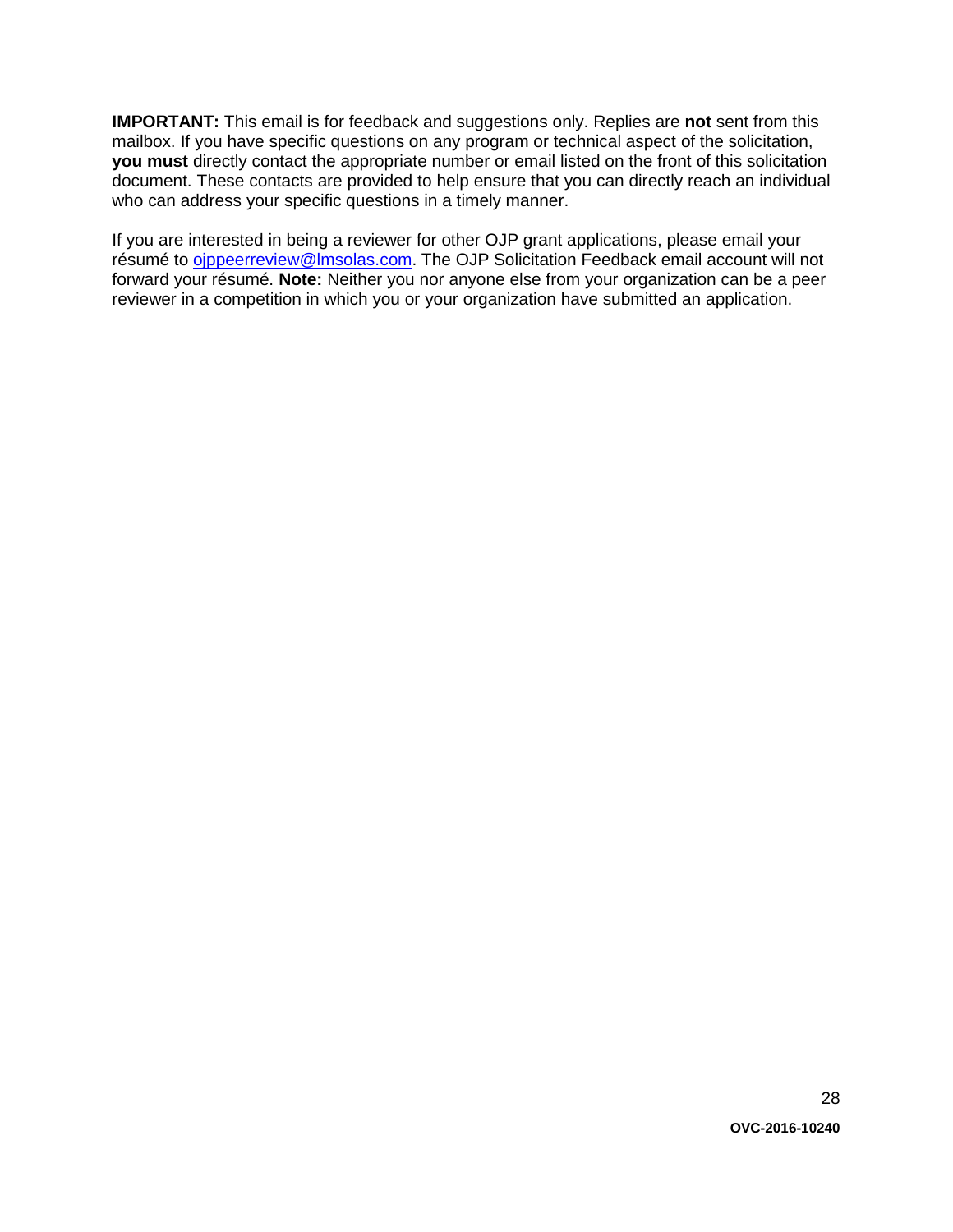**IMPORTANT:** This email is for feedback and suggestions only. Replies are **not** sent from this mailbox. If you have specific questions on any program or technical aspect of the solicitation, **you must** directly contact the appropriate number or email listed on the front of this solicitation document. These contacts are provided to help ensure that you can directly reach an individual who can address your specific questions in a timely manner.

If you are interested in being a reviewer for other OJP grant applications, please email your résumé to ojppeerreview@lmsolas.com. The OJP Solicitation Feedback email account will not forward your résumé. **Note:** Neither you nor anyone else from your organization can be a peer reviewer in a competition in which you or your organization have submitted an application.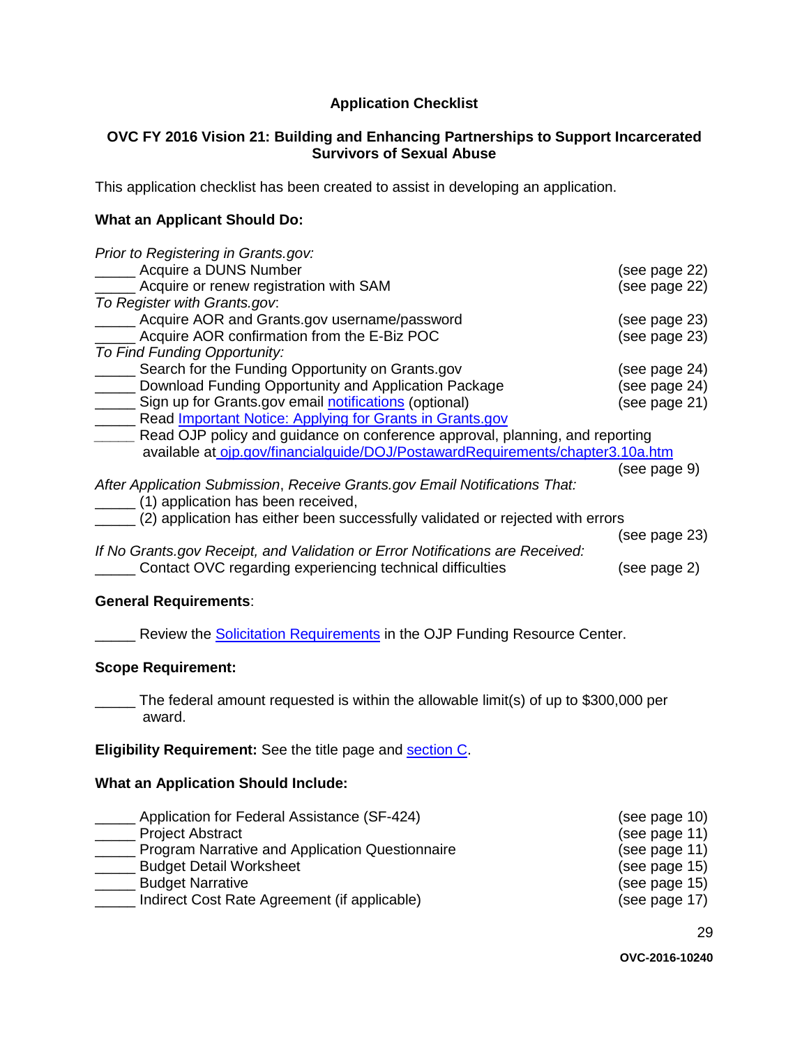**Application Checklist**

**OVC FY 2016 Vision 21: Building and Enhancing Partnerships to Support Incarcerated Survivors of Sexual Abuse**

This application checklist has been created to assist in developing an application.

**What an Applicant Should Do:**

*Prior to Registering in Grants.gov:*

_____ Acquire a DUNS Number (see page 22)
_____ Acquire or renew registration with SAM (see page 22)

*To Register with Grants.gov*:

_____ Acquire AOR and Grants.gov username/password (see page 23)
_____ Acquire AOR confirmation from the E-Biz POC (see page 23)

*To Find Funding Opportunity:*

_____ Search for the Funding Opportunity on Grants.gov (see page 24)
_____ Download Funding Opportunity and Application Package (see page 24)
_____ Sign up for Grants.gov email notifications (optional) (see page 21)
_____ Read Important Notice: Applying for Grants in Grants.gov
_____ Read OJP policy and guidance on conference approval, planning, and reporting available at ojp.gov/financialguide/DOJ/PostawardRequirements/chapter3.10a.htm (see page 9)

*After Application Submission, Receive Grants.gov Email Notifications That:*

_____ (1) application has been received,
_____ (2) application has either been successfully validated or rejected with errors (see page 23)

*If No Grants.gov Receipt, and Validation or Error Notifications are Received:*

_____ Contact OVC regarding experiencing technical difficulties (see page 2)

**General Requirements**:

_____ Review the Solicitation Requirements in the OJP Funding Resource Center.

**Scope Requirement:**

_____ The federal amount requested is within the allowable limit(s) of up to $300,000 per award.

**Eligibility Requirement:** See the title page and section C.

**What an Application Should Include:**

_____ Application for Federal Assistance (SF-424) (see page 10)
_____ Project Abstract (see page 11)
_____ Program Narrative and Application Questionnaire (see page 11)
_____ Budget Detail Worksheet (see page 15)
_____ Budget Narrative (see page 15)
_____ Indirect Cost Rate Agreement (if applicable) (see page 17)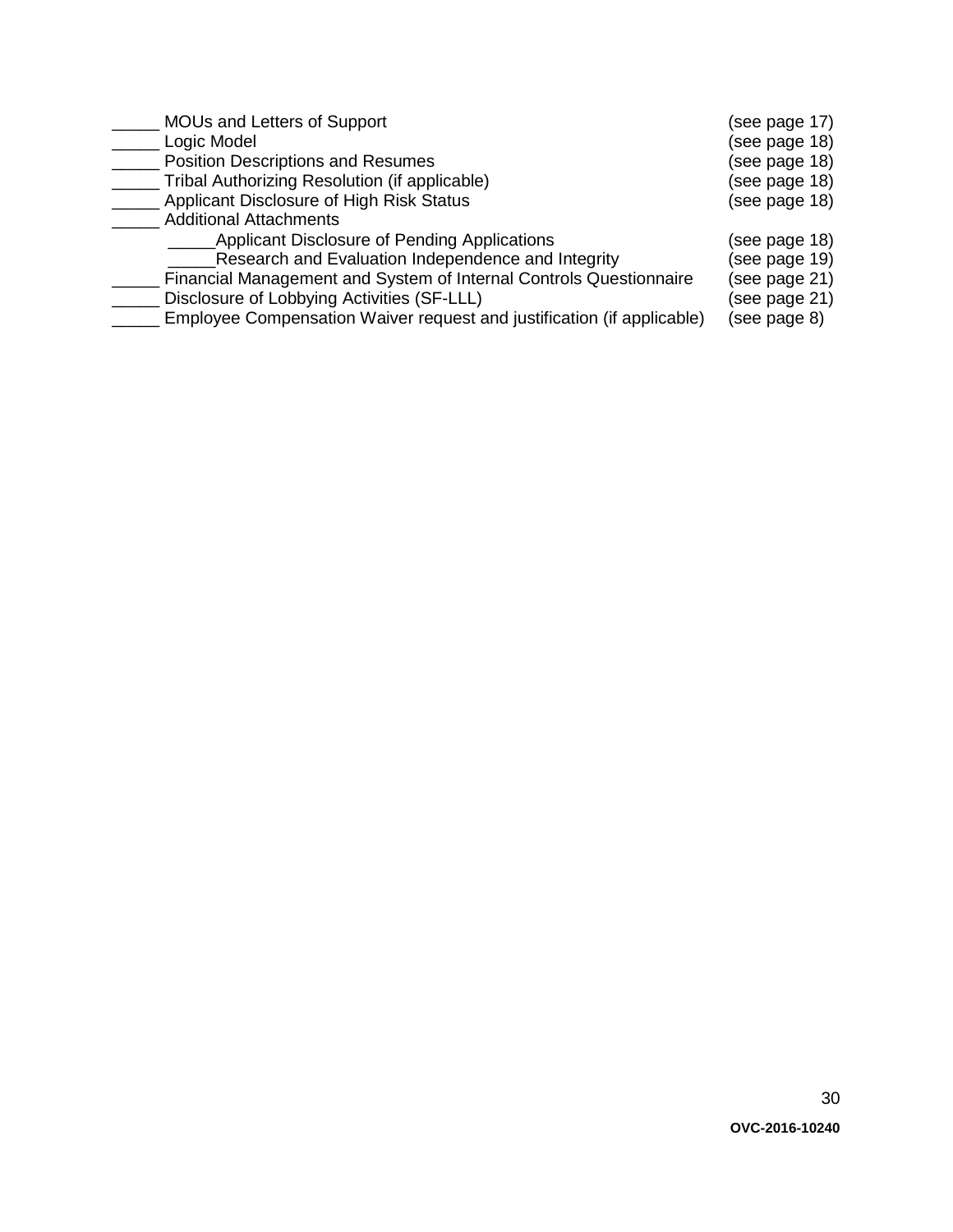_____ MOUs and Letters of Support (see page 17)
_____ Logic Model (see page 18)
_____ Position Descriptions and Resumes (see page 18)
_____ Tribal Authorizing Resolution (if applicable) (see page 18)
_____ Applicant Disclosure of High Risk Status (see page 18)
_____ Additional Attachments
    _____Applicant Disclosure of Pending Applications (see page 18)
    _____Research and Evaluation Independence and Integrity (see page 19)
_____ Financial Management and System of Internal Controls Questionnaire (see page 21)
_____ Disclosure of Lobbying Activities (SF-LLL) (see page 21)
_____ Employee Compensation Waiver request and justification (if applicable) (see page 8)